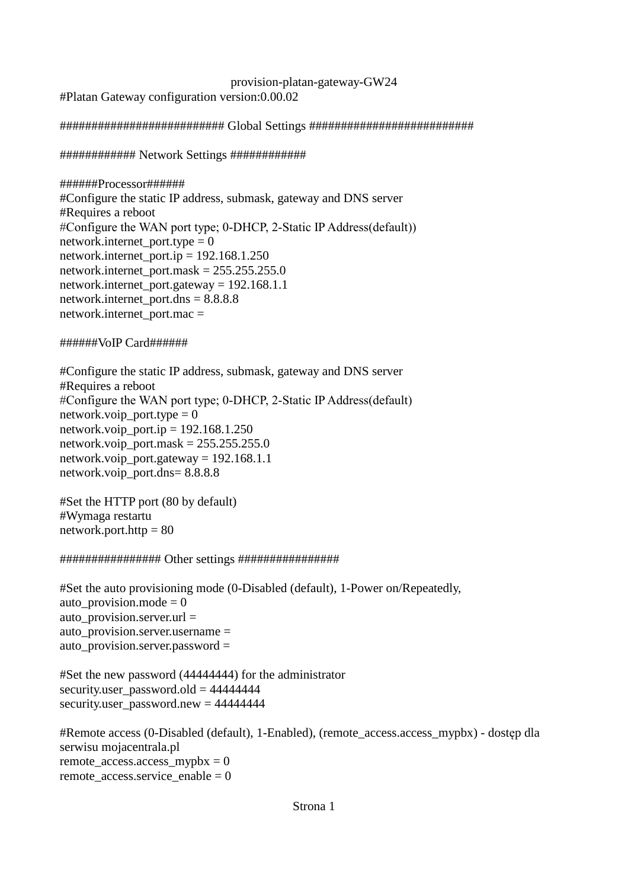provision-platan-gateway-GW24

#Platan Gateway configuration version:0.00.02

######################### Global Settings #########################

############ Network Settings ############

######Processor######
#Configure the static IP address, submask, gateway and DNS server
#Requires a reboot
#Configure the WAN port type; 0-DHCP, 2-Static IP Address(default))
network.internet_port.type = 0
network.internet_port.ip = 192.168.1.250
network.internet_port.mask = 255.255.255.0
network.internet_port.gateway = 192.168.1.1
network.internet_port.dns = 8.8.8.8
network.internet_port.mac =

######VoIP Card######

#Configure the static IP address, submask, gateway and DNS server
#Requires a reboot
#Configure the WAN port type; 0-DHCP, 2-Static IP Address(default)
network.voip_port.type = 0
network.voip_port.ip = 192.168.1.250
network.voip_port.mask = 255.255.255.0
network.voip_port.gateway = 192.168.1.1
network.voip_port.dns= 8.8.8.8

#Set the HTTP port (80 by default)
#Wymaga restartu
network.port.http = 80

################ Other settings ################

#Set the auto provisioning mode (0-Disabled (default), 1-Power on/Repeatedly,
auto_provision.mode = 0
auto_provision.server.url =
auto_provision.server.username =
auto_provision.server.password =

#Set the new password (44444444) for the administrator
security.user_password.old = 44444444
security.user_password.new = 44444444

#Remote access (0-Disabled (default), 1-Enabled), (remote_access.access_mypbx) - dostęp dla serwisu mojacentrala.pl
remote_access.access_mypbx = 0
remote_access.service_enable = 0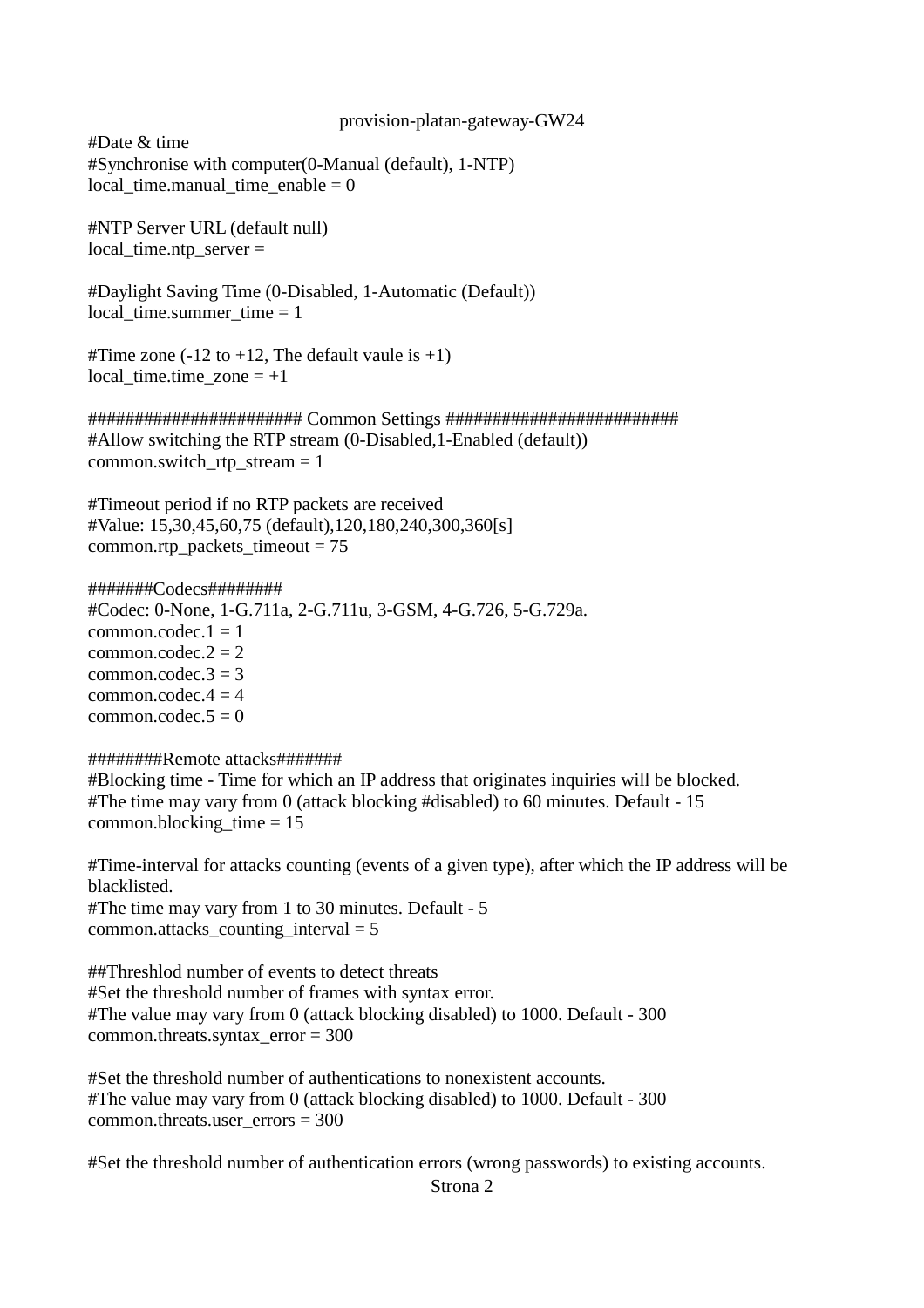provision-platan-gateway-GW24

```
#Date & time
#Synchronise with computer(0-Manual (default), 1-NTP)
local_time.manual_time_enable = 0

#NTP Server URL (default null)
local_time.ntp_server =

#Daylight Saving Time (0-Disabled, 1-Automatic (Default))
local_time.summer_time = 1

#Time zone (-12 to +12, The default vaule is +1)
local_time.time_zone = +1

###################### Common Settings ########################
#Allow switching the RTP stream (0-Disabled,1-Enabled (default))
common.switch_rtp_stream = 1

#Timeout period if no RTP packets are received
#Value: 15,30,45,60,75 (default),120,180,240,300,360[s]
common.rtp_packets_timeout = 75

#######Codecs########
#Codec: 0-None, 1-G.711a, 2-G.711u, 3-GSM, 4-G.726, 5-G.729a.
common.codec.1 = 1
common.codec.2 = 2
common.codec.3 = 3
common.codec.4 = 4
common.codec.5 = 0

########Remote attacks#######
#Blocking time - Time for which an IP address that originates inquiries will be blocked.
#The time may vary from 0 (attack blocking #disabled) to 60 minutes. Default - 15
common.blocking_time = 15

#Time-interval for attacks counting (events of a given type), after which the IP address will be blacklisted.
#The time may vary from 1 to 30 minutes. Default - 5
common.attacks_counting_interval = 5

##Threshlod number of events to detect threats
#Set the threshold number of frames with syntax error.
#The value may vary from 0 (attack blocking disabled) to 1000. Default - 300
common.threats.syntax_error = 300

#Set the threshold number of authentications to nonexistent accounts.
#The value may vary from 0 (attack blocking disabled) to 1000. Default - 300
common.threats.user_errors = 300

#Set the threshold number of authentication errors (wrong passwords) to existing accounts.
```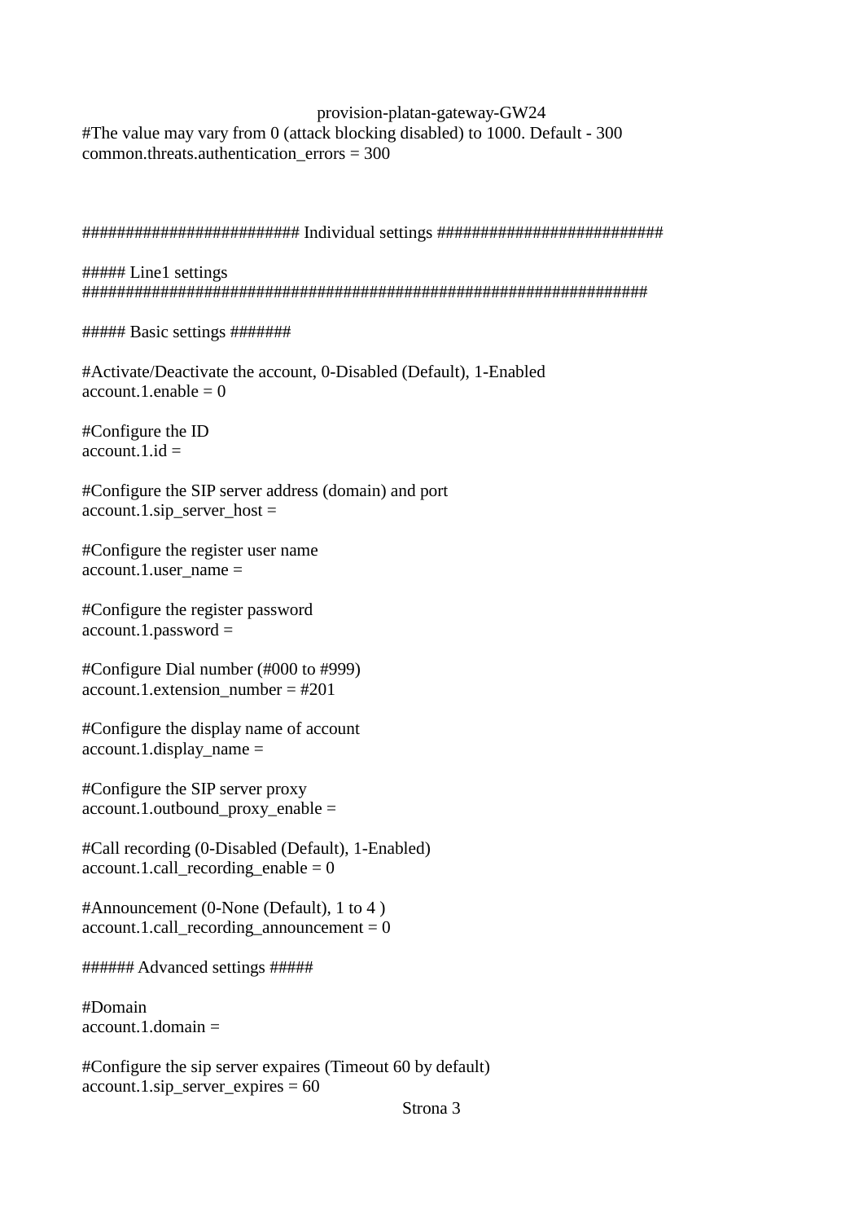```
#The value may vary from 0 (attack blocking disabled) to 1000. Default - 300
common.threats.authentication_errors = 300



######################## Individual settings #########################

##### Line1 settings
################################################################

##### Basic settings #######

#Activate/Deactivate the account, 0-Disabled (Default), 1-Enabled
account.1.enable = 0

#Configure the ID
account.1.id =

#Configure the SIP server address (domain) and port
account.1.sip_server_host =

#Configure the register user name
account.1.user_name =

#Configure the register password
account.1.password =

#Configure Dial number (#000 to #999)
account.1.extension_number = #201

#Configure the display name of account
account.1.display_name =

#Configure the SIP server proxy
account.1.outbound_proxy_enable =

#Call recording (0-Disabled (Default), 1-Enabled)
account.1.call_recording_enable = 0

#Announcement (0-None (Default), 1 to 4 )
account.1.call_recording_announcement = 0

###### Advanced settings #####

#Domain
account.1.domain =

#Configure the sip server expaires (Timeout 60 by default)
account.1.sip_server_expires = 60
```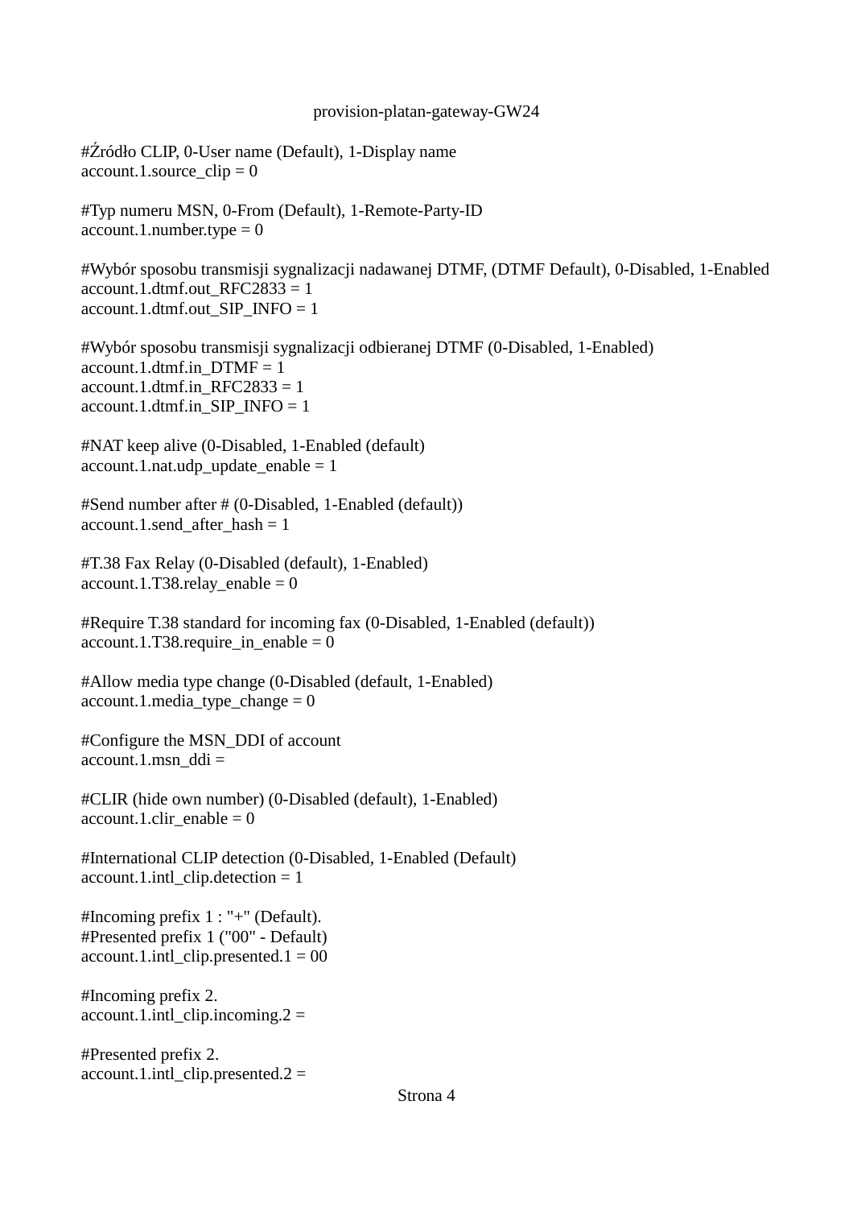```
#Źródło CLIP, 0-User name (Default), 1-Display name
account.1.source_clip = 0

#Typ numeru MSN, 0-From (Default), 1-Remote-Party-ID
account.1.number.type = 0

#Wybór sposobu transmisji sygnalizacji nadawanej DTMF, (DTMF Default), 0-Disabled, 1-Enabled
account.1.dtmf.out_RFC2833 = 1
account.1.dtmf.out_SIP_INFO = 1

#Wybór sposobu transmisji sygnalizacji odbieranej DTMF (0-Disabled, 1-Enabled)
account.1.dtmf.in_DTMF = 1
account.1.dtmf.in_RFC2833 = 1
account.1.dtmf.in_SIP_INFO = 1

#NAT keep alive (0-Disabled, 1-Enabled (default)
account.1.nat.udp_update_enable = 1

#Send number after # (0-Disabled, 1-Enabled (default))
account.1.send_after_hash = 1

#T.38 Fax Relay (0-Disabled (default), 1-Enabled)
account.1.T38.relay_enable = 0

#Require T.38 standard for incoming fax (0-Disabled, 1-Enabled (default))
account.1.T38.require_in_enable = 0

#Allow media type change (0-Disabled (default, 1-Enabled)
account.1.media_type_change = 0

#Configure the MSN_DDI of account
account.1.msn_ddi =

#CLIR (hide own number) (0-Disabled (default), 1-Enabled)
account.1.clir_enable = 0

#International CLIP detection (0-Disabled, 1-Enabled (Default)
account.1.intl_clip.detection = 1

#Incoming prefix 1 : "+" (Default).
#Presented prefix 1 ("00" - Default)
account.1.intl_clip.presented.1 = 00

#Incoming prefix 2.
account.1.intl_clip.incoming.2 =

#Presented prefix 2.
account.1.intl_clip.presented.2 =
```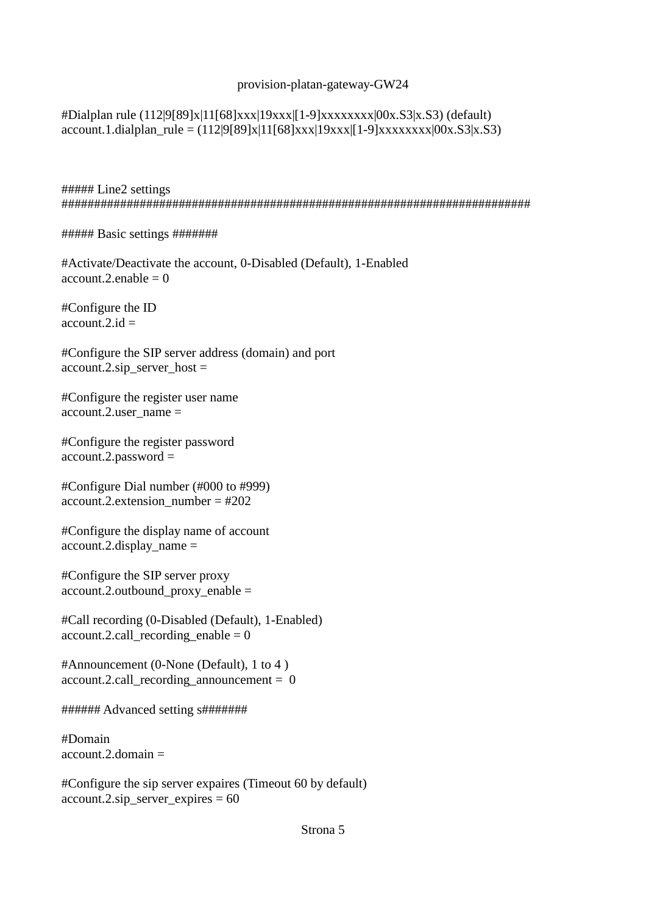```
#Dialplan rule (112|9[89]x|11[68]xxx|19xxx|[1-9]xxxxxxxx|00x.S3|x.S3) (default)
account.1.dialplan_rule = (112|9[89]x|11[68]xxx|19xxx|[1-9]xxxxxxxx|00x.S3|x.S3)



##### Line2 settings
#########################################################################

##### Basic settings #######

#Activate/Deactivate the account, 0-Disabled (Default), 1-Enabled
account.2.enable = 0

#Configure the ID
account.2.id =

#Configure the SIP server address (domain) and port
account.2.sip_server_host =

#Configure the register user name
account.2.user_name =

#Configure the register password
account.2.password =

#Configure Dial number (#000 to #999)
account.2.extension_number = #202

#Configure the display name of account
account.2.display_name =

#Configure the SIP server proxy
account.2.outbound_proxy_enable =

#Call recording (0-Disabled (Default), 1-Enabled)
account.2.call_recording_enable = 0

#Announcement (0-None (Default), 1 to 4 )
account.2.call_recording_announcement =  0

###### Advanced setting s#######

#Domain
account.2.domain =

#Configure the sip server expaires (Timeout 60 by default)
account.2.sip_server_expires = 60
```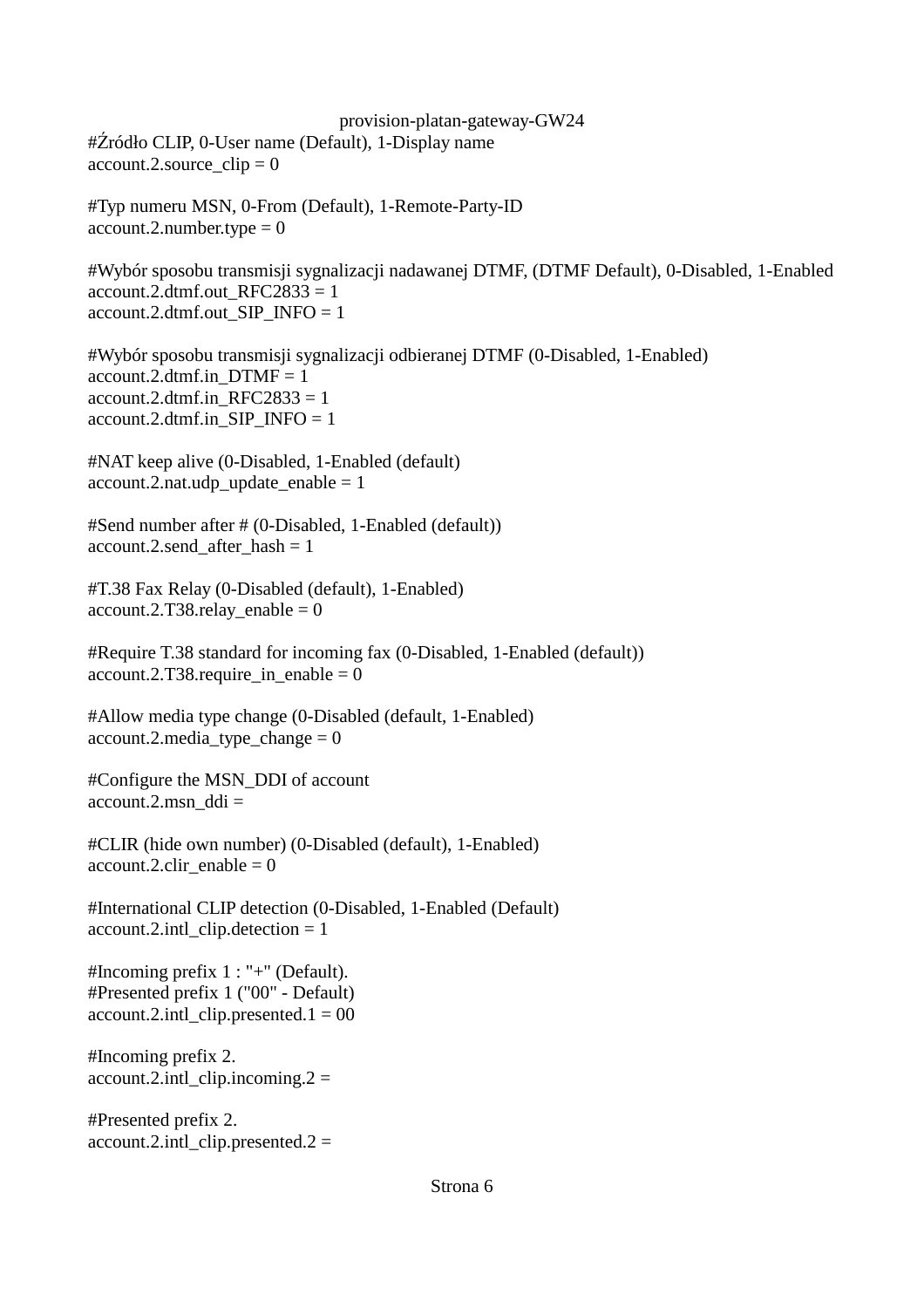```
#Źródło CLIP, 0-User name (Default), 1-Display name
account.2.source_clip = 0

#Typ numeru MSN, 0-From (Default), 1-Remote-Party-ID
account.2.number.type = 0

#Wybór sposobu transmisji sygnalizacji nadawanej DTMF, (DTMF Default), 0-Disabled, 1-Enabled
account.2.dtmf.out_RFC2833 = 1
account.2.dtmf.out_SIP_INFO = 1

#Wybór sposobu transmisji sygnalizacji odbieranej DTMF (0-Disabled, 1-Enabled)
account.2.dtmf.in_DTMF = 1
account.2.dtmf.in_RFC2833 = 1
account.2.dtmf.in_SIP_INFO = 1

#NAT keep alive (0-Disabled, 1-Enabled (default)
account.2.nat.udp_update_enable = 1

#Send number after # (0-Disabled, 1-Enabled (default))
account.2.send_after_hash = 1

#T.38 Fax Relay (0-Disabled (default), 1-Enabled)
account.2.T38.relay_enable = 0

#Require T.38 standard for incoming fax (0-Disabled, 1-Enabled (default))
account.2.T38.require_in_enable = 0

#Allow media type change (0-Disabled (default, 1-Enabled)
account.2.media_type_change = 0

#Configure the MSN_DDI of account
account.2.msn_ddi =

#CLIR (hide own number) (0-Disabled (default), 1-Enabled)
account.2.clir_enable = 0

#International CLIP detection (0-Disabled, 1-Enabled (Default)
account.2.intl_clip.detection = 1

#Incoming prefix 1 : "+" (Default).
#Presented prefix 1 ("00" - Default)
account.2.intl_clip.presented.1 = 00

#Incoming prefix 2.
account.2.intl_clip.incoming.2 =

#Presented prefix 2.
account.2.intl_clip.presented.2 =
```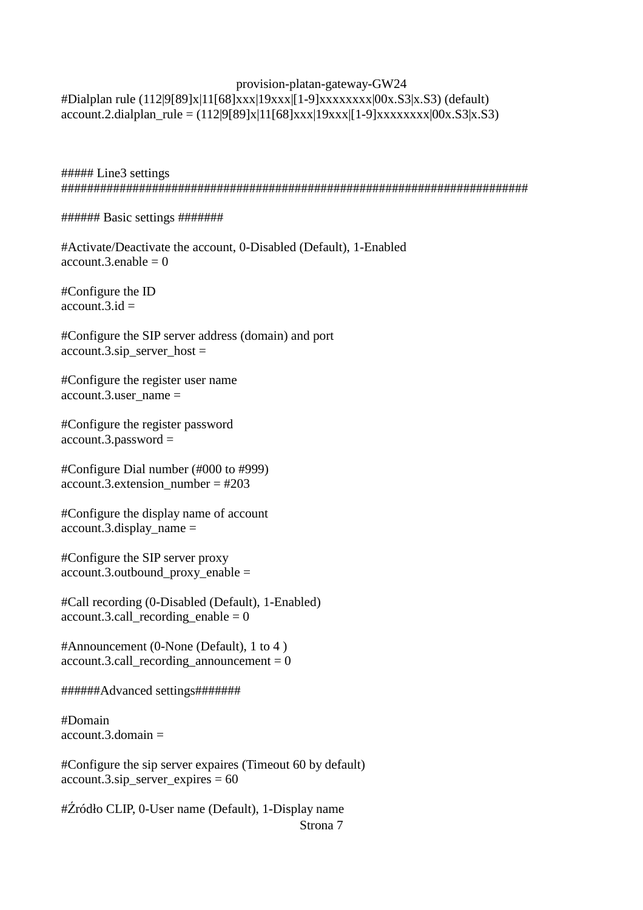```
#Dialplan rule (112|9[89]x|11[68]xxx|19xxx|[1-9]xxxxxxxx|00x.S3|x.S3) (default)
account.2.dialplan_rule = (112|9[89]x|11[68]xxx|19xxx|[1-9]xxxxxxxx|00x.S3|x.S3)



##### Line3 settings
########################################################################

###### Basic settings #######

#Activate/Deactivate the account, 0-Disabled (Default), 1-Enabled
account.3.enable = 0

#Configure the ID
account.3.id =

#Configure the SIP server address (domain) and port
account.3.sip_server_host =

#Configure the register user name
account.3.user_name =

#Configure the register password
account.3.password =

#Configure Dial number (#000 to #999)
account.3.extension_number = #203

#Configure the display name of account
account.3.display_name =

#Configure the SIP server proxy
account.3.outbound_proxy_enable =

#Call recording (0-Disabled (Default), 1-Enabled)
account.3.call_recording_enable = 0

#Announcement (0-None (Default), 1 to 4 )
account.3.call_recording_announcement = 0

######Advanced settings#######

#Domain
account.3.domain =

#Configure the sip server expaires (Timeout 60 by default)
account.3.sip_server_expires = 60

#Źródło CLIP, 0-User name (Default), 1-Display name
```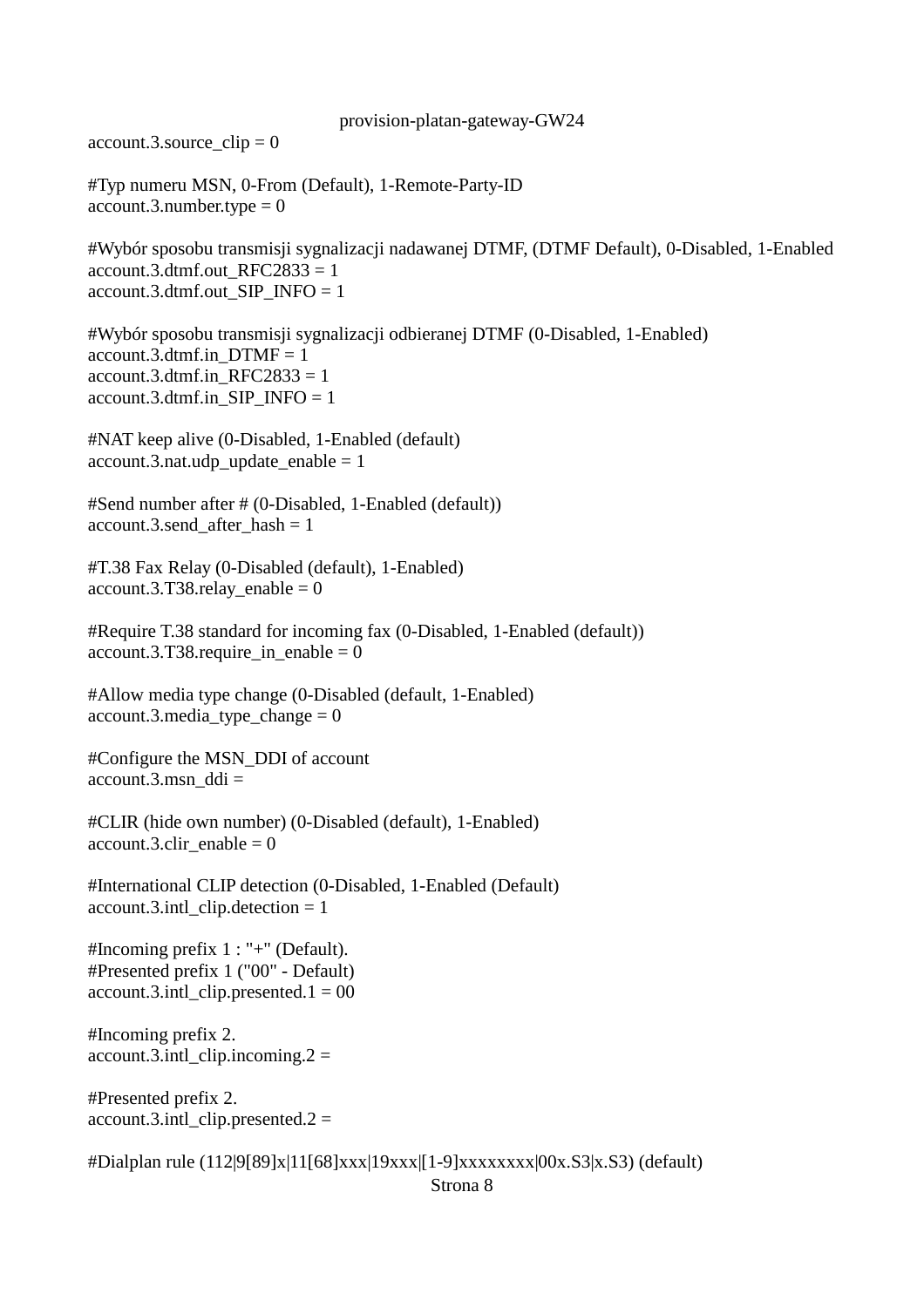```
account.3.source_clip = 0

#Typ numeru MSN, 0-From (Default), 1-Remote-Party-ID
account.3.number.type = 0

#Wybór sposobu transmisji sygnalizacji nadawanej DTMF, (DTMF Default), 0-Disabled, 1-Enabled
account.3.dtmf.out_RFC2833 = 1
account.3.dtmf.out_SIP_INFO = 1

#Wybór sposobu transmisji sygnalizacji odbieranej DTMF (0-Disabled, 1-Enabled)
account.3.dtmf.in_DTMF = 1
account.3.dtmf.in_RFC2833 = 1
account.3.dtmf.in_SIP_INFO = 1

#NAT keep alive (0-Disabled, 1-Enabled (default)
account.3.nat.udp_update_enable = 1

#Send number after # (0-Disabled, 1-Enabled (default))
account.3.send_after_hash = 1

#T.38 Fax Relay (0-Disabled (default), 1-Enabled)
account.3.T38.relay_enable = 0

#Require T.38 standard for incoming fax (0-Disabled, 1-Enabled (default))
account.3.T38.require_in_enable = 0

#Allow media type change (0-Disabled (default, 1-Enabled)
account.3.media_type_change = 0

#Configure the MSN_DDI of account
account.3.msn_ddi =

#CLIR (hide own number) (0-Disabled (default), 1-Enabled)
account.3.clir_enable = 0

#International CLIP detection (0-Disabled, 1-Enabled (Default)
account.3.intl_clip.detection = 1

#Incoming prefix 1 : "+" (Default).
#Presented prefix 1 ("00" - Default)
account.3.intl_clip.presented.1 = 00

#Incoming prefix 2.
account.3.intl_clip.incoming.2 =

#Presented prefix 2.
account.3.intl_clip.presented.2 =

#Dialplan rule (112|9[89]x|11[68]xxx|19xxx|[1-9]xxxxxxxx|00x.S3|x.S3) (default)
```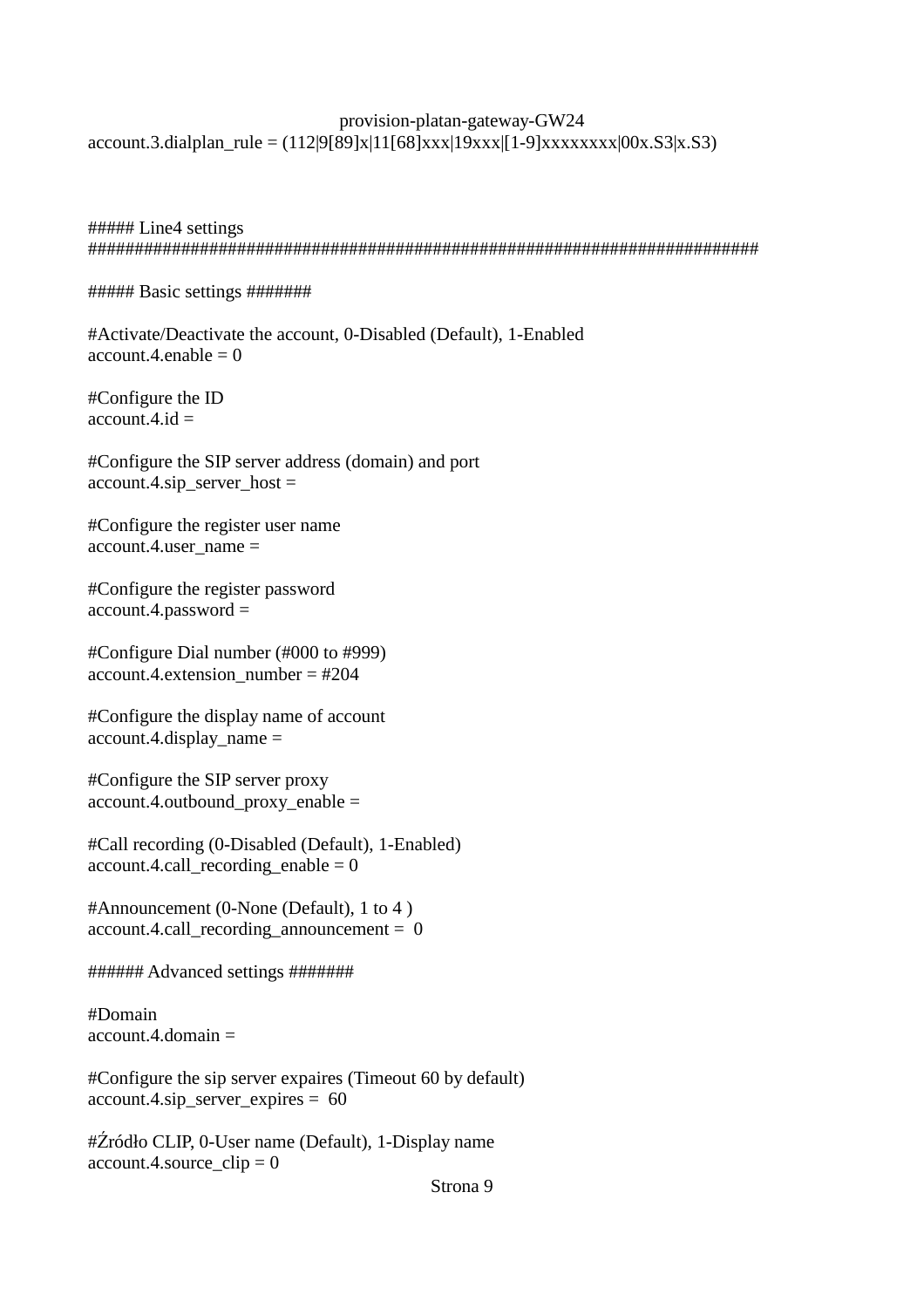```
account.3.dialplan_rule = (112|9[89]x|11[68]xxx|19xxx|[1-9]xxxxxxxx|00x.S3|x.S3)



##### Line4 settings
##########################################################################

##### Basic settings #######

#Activate/Deactivate the account, 0-Disabled (Default), 1-Enabled
account.4.enable = 0

#Configure the ID
account.4.id =

#Configure the SIP server address (domain) and port
account.4.sip_server_host =

#Configure the register user name
account.4.user_name =

#Configure the register password
account.4.password =

#Configure Dial number (#000 to #999)
account.4.extension_number = #204

#Configure the display name of account
account.4.display_name =

#Configure the SIP server proxy
account.4.outbound_proxy_enable =

#Call recording (0-Disabled (Default), 1-Enabled)
account.4.call_recording_enable = 0

#Announcement (0-None (Default), 1 to 4 )
account.4.call_recording_announcement =  0

###### Advanced settings #######

#Domain
account.4.domain =

#Configure the sip server expaires (Timeout 60 by default)
account.4.sip_server_expires =  60

#Źródło CLIP, 0-User name (Default), 1-Display name
account.4.source_clip = 0
```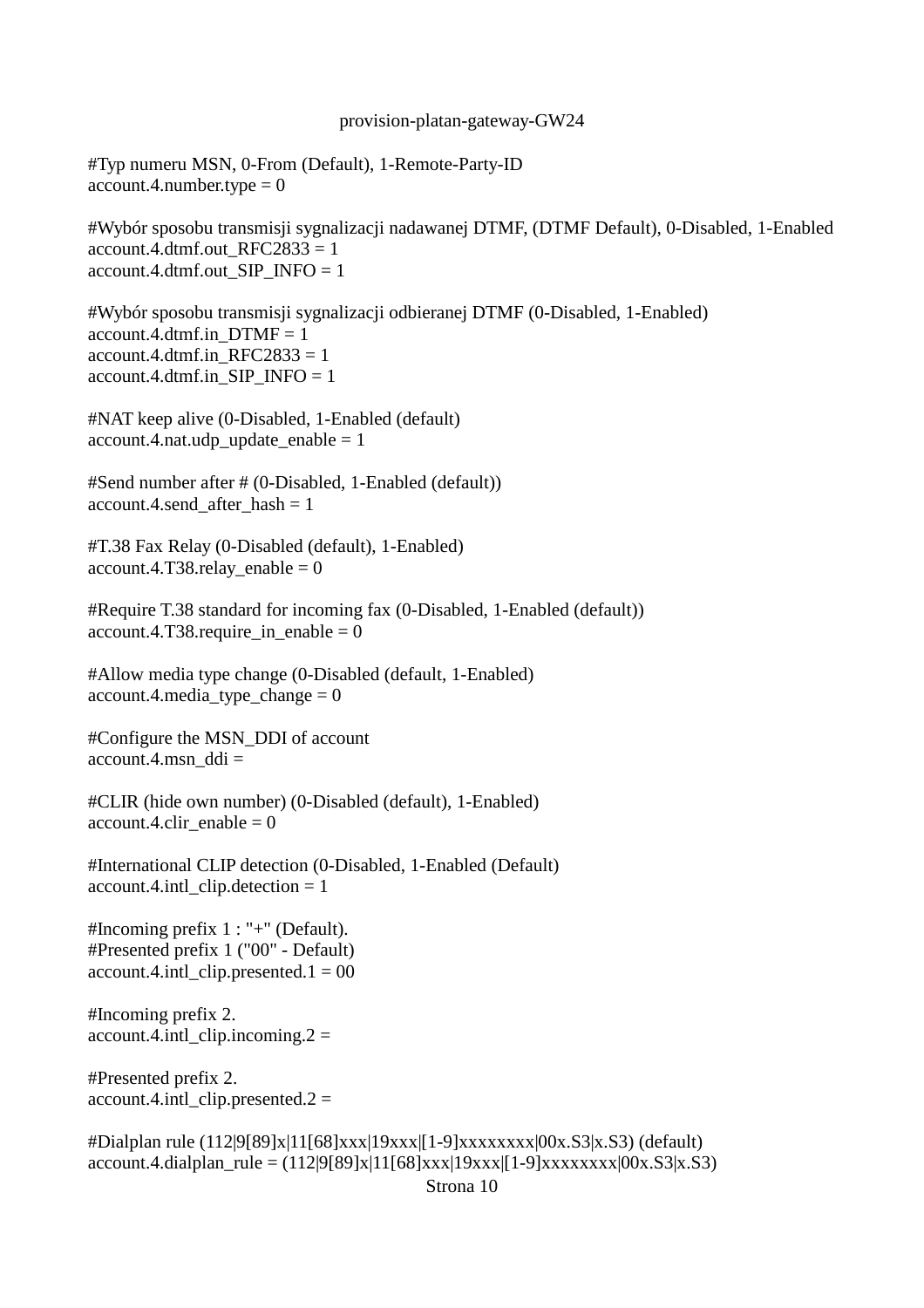```
#Typ numeru MSN, 0-From (Default), 1-Remote-Party-ID
account.4.number.type = 0

#Wybór sposobu transmisji sygnalizacji nadawanej DTMF, (DTMF Default), 0-Disabled, 1-Enabled
account.4.dtmf.out_RFC2833 = 1
account.4.dtmf.out_SIP_INFO = 1

#Wybór sposobu transmisji sygnalizacji odbieranej DTMF (0-Disabled, 1-Enabled)
account.4.dtmf.in_DTMF = 1
account.4.dtmf.in_RFC2833 = 1
account.4.dtmf.in_SIP_INFO = 1

#NAT keep alive (0-Disabled, 1-Enabled (default)
account.4.nat.udp_update_enable = 1

#Send number after # (0-Disabled, 1-Enabled (default))
account.4.send_after_hash = 1

#T.38 Fax Relay (0-Disabled (default), 1-Enabled)
account.4.T38.relay_enable = 0

#Require T.38 standard for incoming fax (0-Disabled, 1-Enabled (default))
account.4.T38.require_in_enable = 0

#Allow media type change (0-Disabled (default, 1-Enabled)
account.4.media_type_change = 0

#Configure the MSN_DDI of account
account.4.msn_ddi =

#CLIR (hide own number) (0-Disabled (default), 1-Enabled)
account.4.clir_enable = 0

#International CLIP detection (0-Disabled, 1-Enabled (Default)
account.4.intl_clip.detection = 1

#Incoming prefix 1 : "+" (Default).
#Presented prefix 1 ("00" - Default)
account.4.intl_clip.presented.1 = 00

#Incoming prefix 2.
account.4.intl_clip.incoming.2 =

#Presented prefix 2.
account.4.intl_clip.presented.2 =

#Dialplan rule (112|9[89]x|11[68]xxx|19xxx|[1-9]xxxxxxxx|00x.S3|x.S3) (default)
account.4.dialplan_rule = (112|9[89]x|11[68]xxx|19xxx|[1-9]xxxxxxxx|00x.S3|x.S3)
```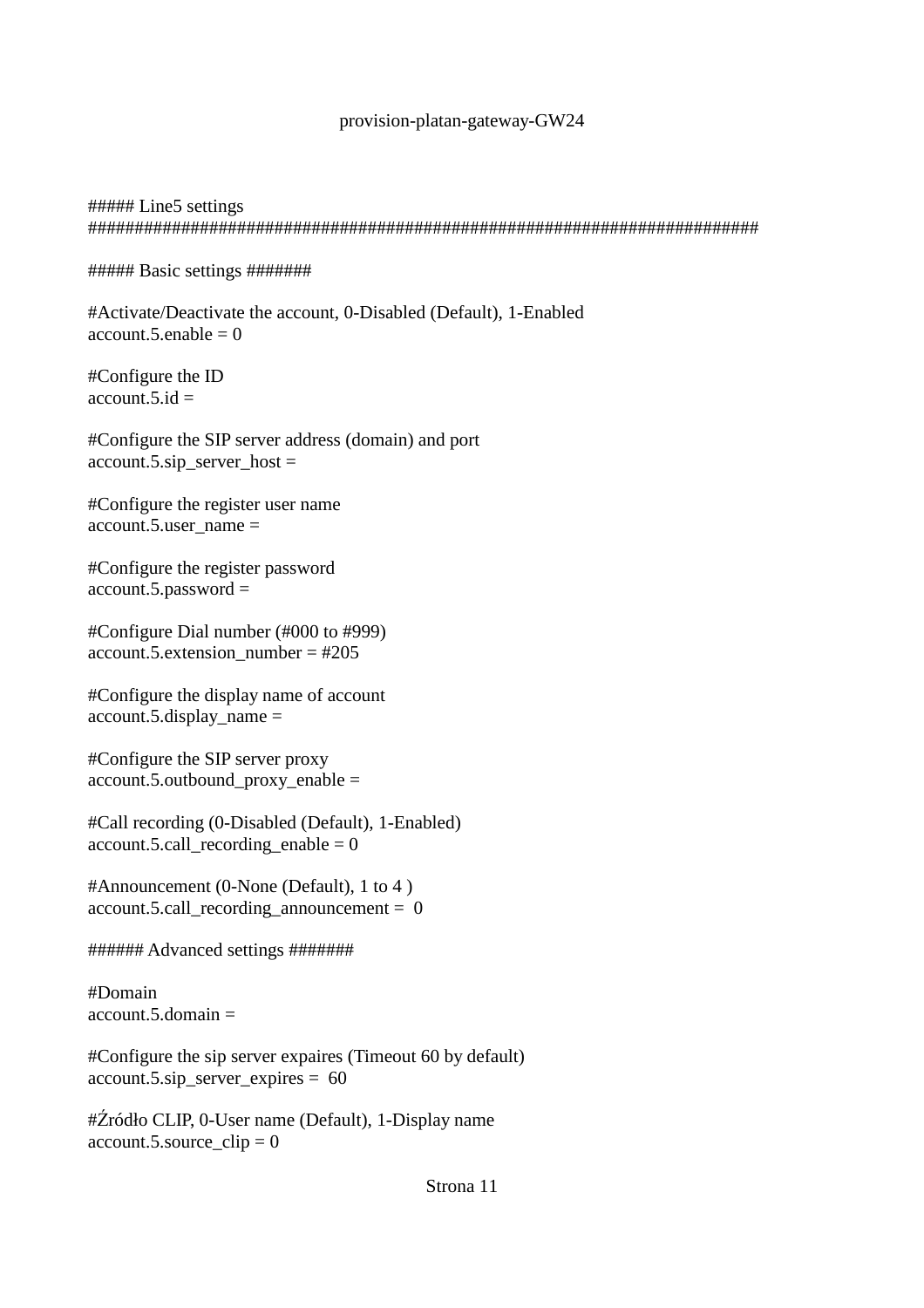```
##### Line5 settings
########################################################################

##### Basic settings #######

#Activate/Deactivate the account, 0-Disabled (Default), 1-Enabled
account.5.enable = 0

#Configure the ID
account.5.id =

#Configure the SIP server address (domain) and port
account.5.sip_server_host =

#Configure the register user name
account.5.user_name =

#Configure the register password
account.5.password =

#Configure Dial number (#000 to #999)
account.5.extension_number = #205

#Configure the display name of account
account.5.display_name =

#Configure the SIP server proxy
account.5.outbound_proxy_enable =

#Call recording (0-Disabled (Default), 1-Enabled)
account.5.call_recording_enable = 0

#Announcement (0-None (Default), 1 to 4 )
account.5.call_recording_announcement =  0

###### Advanced settings #######

#Domain
account.5.domain =

#Configure the sip server expaires (Timeout 60 by default)
account.5.sip_server_expires =  60

#Źródło CLIP, 0-User name (Default), 1-Display name
account.5.source_clip = 0
```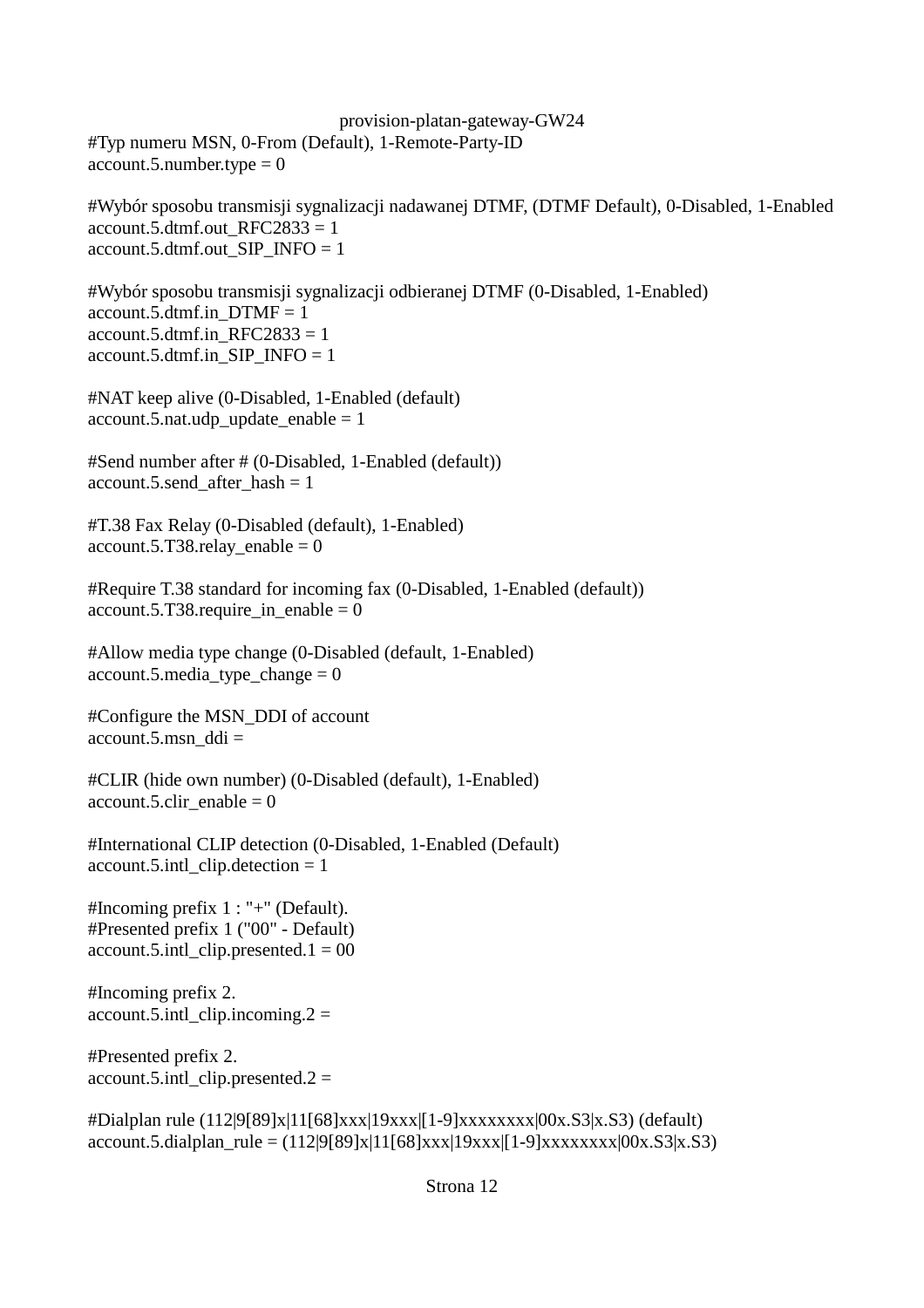#Typ numeru MSN, 0-From (Default), 1-Remote-Party-ID
account.5.number.type = 0

#Wybór sposobu transmisji sygnalizacji nadawanej DTMF, (DTMF Default), 0-Disabled, 1-Enabled
account.5.dtmf.out_RFC2833 = 1
account.5.dtmf.out_SIP_INFO = 1

#Wybór sposobu transmisji sygnalizacji odbieranej DTMF (0-Disabled, 1-Enabled)
account.5.dtmf.in_DTMF = 1
account.5.dtmf.in_RFC2833 = 1
account.5.dtmf.in_SIP_INFO = 1

#NAT keep alive (0-Disabled, 1-Enabled (default)
account.5.nat.udp_update_enable = 1

#Send number after # (0-Disabled, 1-Enabled (default))
account.5.send_after_hash = 1

#T.38 Fax Relay (0-Disabled (default), 1-Enabled)
account.5.T38.relay_enable = 0

#Require T.38 standard for incoming fax (0-Disabled, 1-Enabled (default))
account.5.T38.require_in_enable = 0

#Allow media type change (0-Disabled (default, 1-Enabled)
account.5.media_type_change = 0

#Configure the MSN_DDI of account
account.5.msn_ddi =

#CLIR (hide own number) (0-Disabled (default), 1-Enabled)
account.5.clir_enable = 0

#International CLIP detection (0-Disabled, 1-Enabled (Default)
account.5.intl_clip.detection = 1

#Incoming prefix 1 : "+" (Default).
#Presented prefix 1 ("00" - Default)
account.5.intl_clip.presented.1 = 00

#Incoming prefix 2.
account.5.intl_clip.incoming.2 =

#Presented prefix 2.
account.5.intl_clip.presented.2 =

#Dialplan rule (112|9[89]x|11[68]xxx|19xxx|[1-9]xxxxxxxx|00x.S3|x.S3) (default)
account.5.dialplan_rule = (112|9[89]x|11[68]xxx|19xxx|[1-9]xxxxxxxx|00x.S3|x.S3)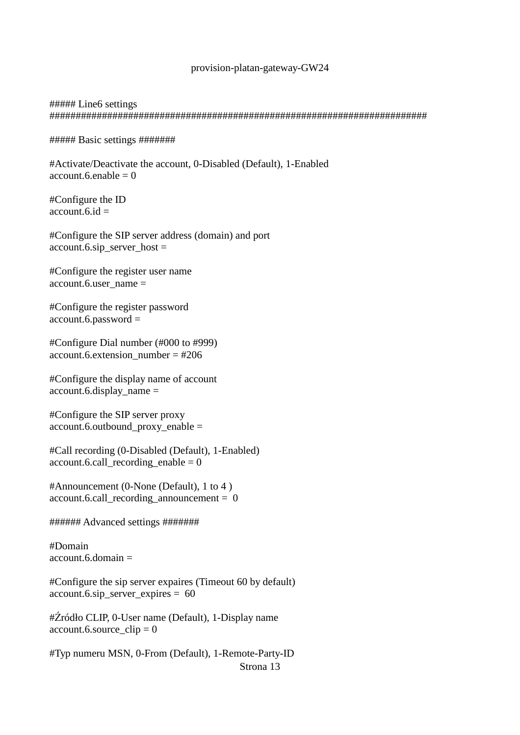```
##### Line6 settings
#########################################################################

##### Basic settings #######

#Activate/Deactivate the account, 0-Disabled (Default), 1-Enabled
account.6.enable = 0

#Configure the ID
account.6.id =

#Configure the SIP server address (domain) and port
account.6.sip_server_host =

#Configure the register user name
account.6.user_name =

#Configure the register password
account.6.password =

#Configure Dial number (#000 to #999)
account.6.extension_number = #206

#Configure the display name of account
account.6.display_name =

#Configure the SIP server proxy
account.6.outbound_proxy_enable =

#Call recording (0-Disabled (Default), 1-Enabled)
account.6.call_recording_enable = 0

#Announcement (0-None (Default), 1 to 4 )
account.6.call_recording_announcement =  0

###### Advanced settings #######

#Domain
account.6.domain =

#Configure the sip server expaires (Timeout 60 by default)
account.6.sip_server_expires =  60

#Źródło CLIP, 0-User name (Default), 1-Display name
account.6.source_clip = 0

#Typ numeru MSN, 0-From (Default), 1-Remote-Party-ID
```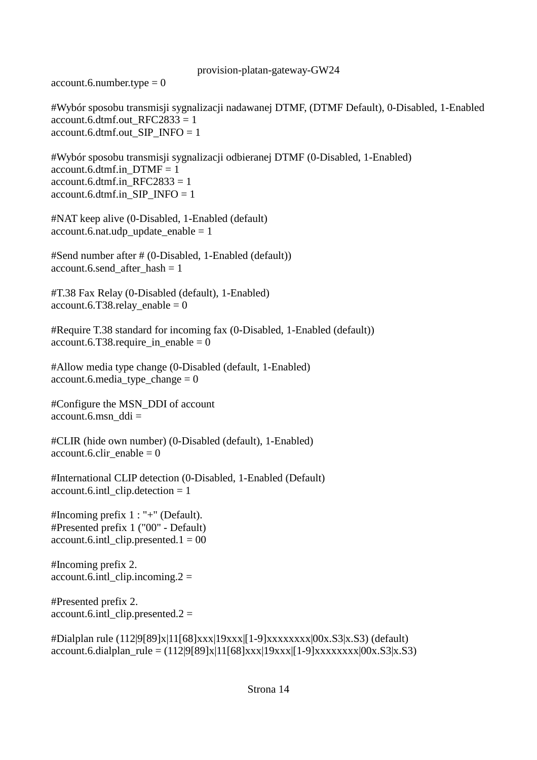account.6.number.type = 0

#Wybór sposobu transmisji sygnalizacji nadawanej DTMF, (DTMF Default), 0-Disabled, 1-Enabled
account.6.dtmf.out_RFC2833 = 1
account.6.dtmf.out_SIP_INFO = 1

#Wybór sposobu transmisji sygnalizacji odbieranej DTMF (0-Disabled, 1-Enabled)
account.6.dtmf.in_DTMF = 1
account.6.dtmf.in_RFC2833 = 1
account.6.dtmf.in_SIP_INFO = 1

#NAT keep alive (0-Disabled, 1-Enabled (default)
account.6.nat.udp_update_enable = 1

#Send number after # (0-Disabled, 1-Enabled (default))
account.6.send_after_hash = 1

#T.38 Fax Relay (0-Disabled (default), 1-Enabled)
account.6.T38.relay_enable = 0

#Require T.38 standard for incoming fax (0-Disabled, 1-Enabled (default))
account.6.T38.require_in_enable = 0

#Allow media type change (0-Disabled (default, 1-Enabled)
account.6.media_type_change = 0

#Configure the MSN_DDI of account
account.6.msn_ddi =

#CLIR (hide own number) (0-Disabled (default), 1-Enabled)
account.6.clir_enable = 0

#International CLIP detection (0-Disabled, 1-Enabled (Default)
account.6.intl_clip.detection = 1

#Incoming prefix 1 : "+" (Default).
#Presented prefix 1 ("00" - Default)
account.6.intl_clip.presented.1 = 00

#Incoming prefix 2.
account.6.intl_clip.incoming.2 =

#Presented prefix 2.
account.6.intl_clip.presented.2 =

#Dialplan rule (112|9[89]x|11[68]xxx|19xxx|[1-9]xxxxxxxx|00x.S3|x.S3) (default)
account.6.dialplan_rule = (112|9[89]x|11[68]xxx|19xxx|[1-9]xxxxxxxx|00x.S3|x.S3)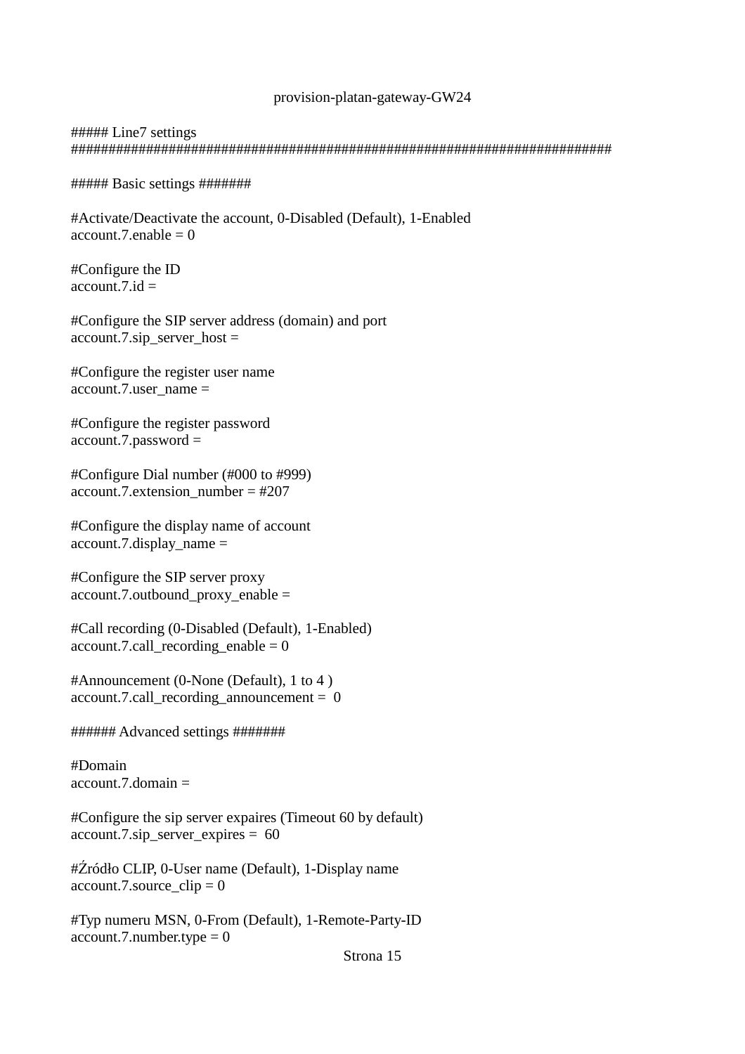```
##### Line7 settings
##########################################################################

##### Basic settings #######

#Activate/Deactivate the account, 0-Disabled (Default), 1-Enabled
account.7.enable = 0

#Configure the ID
account.7.id =

#Configure the SIP server address (domain) and port
account.7.sip_server_host =

#Configure the register user name
account.7.user_name =

#Configure the register password
account.7.password =

#Configure Dial number (#000 to #999)
account.7.extension_number = #207

#Configure the display name of account
account.7.display_name =

#Configure the SIP server proxy
account.7.outbound_proxy_enable =

#Call recording (0-Disabled (Default), 1-Enabled)
account.7.call_recording_enable = 0

#Announcement (0-None (Default), 1 to 4 )
account.7.call_recording_announcement =  0

###### Advanced settings #######

#Domain
account.7.domain =

#Configure the sip server expaires (Timeout 60 by default)
account.7.sip_server_expires =  60

#Źródło CLIP, 0-User name (Default), 1-Display name
account.7.source_clip = 0

#Typ numeru MSN, 0-From (Default), 1-Remote-Party-ID
account.7.number.type = 0
```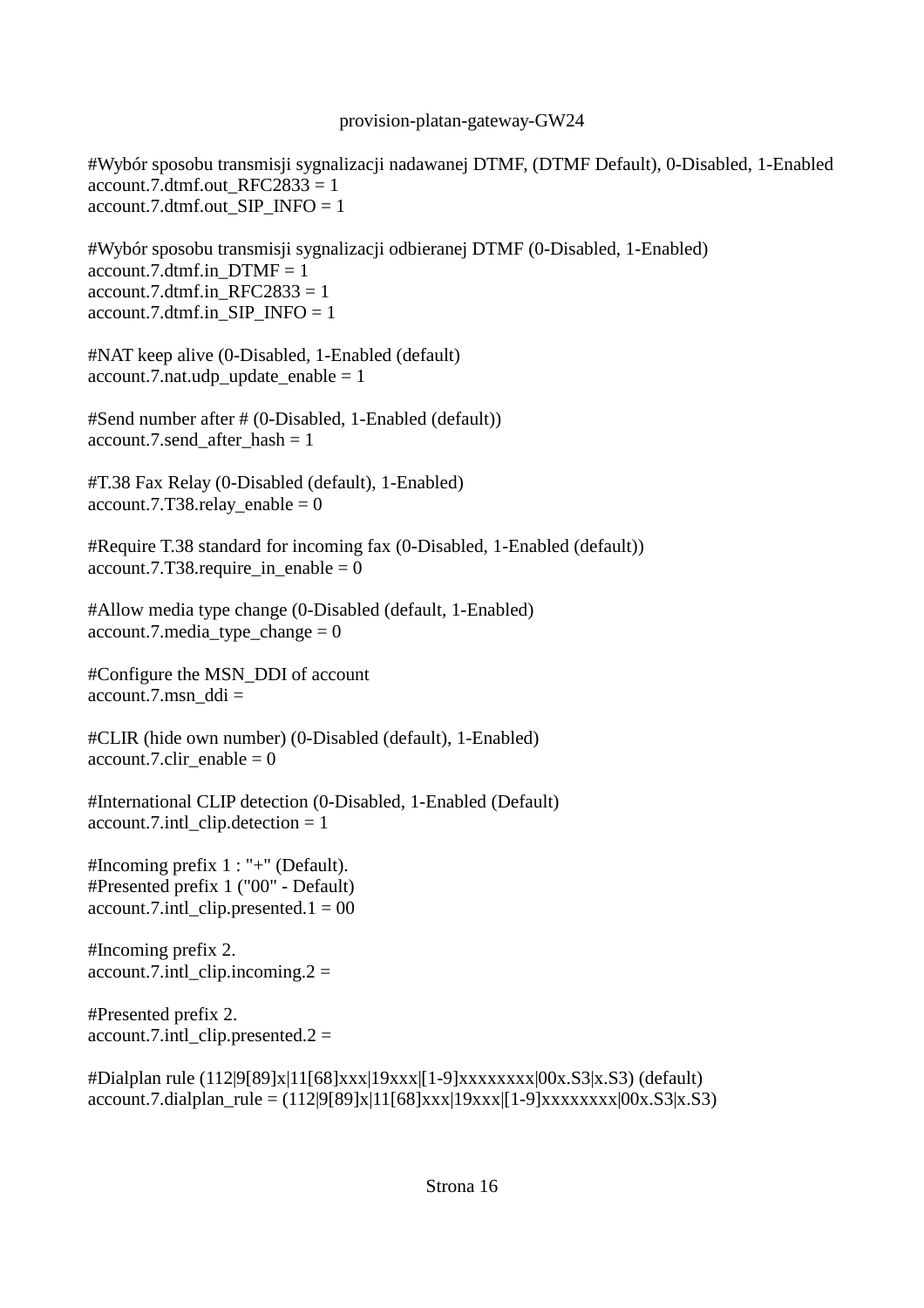```
#Wybór sposobu transmisji sygnalizacji nadawanej DTMF, (DTMF Default), 0-Disabled, 1-Enabled
account.7.dtmf.out_RFC2833 = 1
account.7.dtmf.out_SIP_INFO = 1

#Wybór sposobu transmisji sygnalizacji odbieranej DTMF (0-Disabled, 1-Enabled)
account.7.dtmf.in_DTMF = 1
account.7.dtmf.in_RFC2833 = 1
account.7.dtmf.in_SIP_INFO = 1

#NAT keep alive (0-Disabled, 1-Enabled (default)
account.7.nat.udp_update_enable = 1

#Send number after # (0-Disabled, 1-Enabled (default))
account.7.send_after_hash = 1

#T.38 Fax Relay (0-Disabled (default), 1-Enabled)
account.7.T38.relay_enable = 0

#Require T.38 standard for incoming fax (0-Disabled, 1-Enabled (default))
account.7.T38.require_in_enable = 0

#Allow media type change (0-Disabled (default, 1-Enabled)
account.7.media_type_change = 0

#Configure the MSN_DDI of account
account.7.msn_ddi =

#CLIR (hide own number) (0-Disabled (default), 1-Enabled)
account.7.clir_enable = 0

#International CLIP detection (0-Disabled, 1-Enabled (Default)
account.7.intl_clip.detection = 1

#Incoming prefix 1 : "+" (Default).
#Presented prefix 1 ("00" - Default)
account.7.intl_clip.presented.1 = 00

#Incoming prefix 2.
account.7.intl_clip.incoming.2 =

#Presented prefix 2.
account.7.intl_clip.presented.2 =

#Dialplan rule (112|9[89]x|11[68]xxx|19xxx|[1-9]xxxxxxxx|00x.S3|x.S3) (default)
account.7.dialplan_rule = (112|9[89]x|11[68]xxx|19xxx|[1-9]xxxxxxxx|00x.S3|x.S3)
```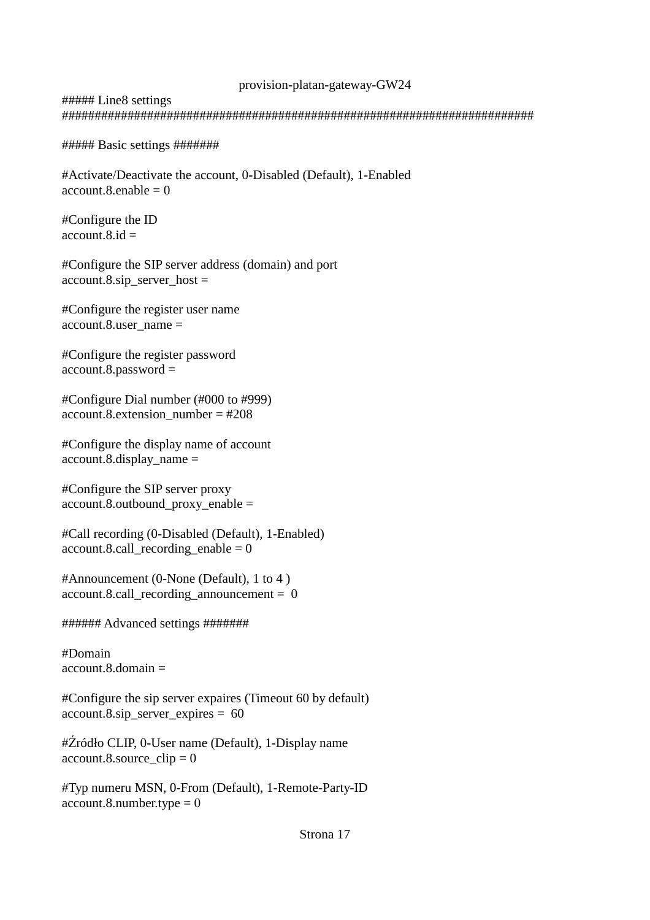```
##### Line8 settings
###########################################################################

##### Basic settings #######

#Activate/Deactivate the account, 0-Disabled (Default), 1-Enabled
account.8.enable = 0

#Configure the ID
account.8.id =

#Configure the SIP server address (domain) and port
account.8.sip_server_host =

#Configure the register user name
account.8.user_name =

#Configure the register password
account.8.password =

#Configure Dial number (#000 to #999)
account.8.extension_number = #208

#Configure the display name of account
account.8.display_name =

#Configure the SIP server proxy
account.8.outbound_proxy_enable =

#Call recording (0-Disabled (Default), 1-Enabled)
account.8.call_recording_enable = 0

#Announcement (0-None (Default), 1 to 4 )
account.8.call_recording_announcement =  0

###### Advanced settings #######

#Domain
account.8.domain =

#Configure the sip server expaires (Timeout 60 by default)
account.8.sip_server_expires =  60

#Źródło CLIP, 0-User name (Default), 1-Display name
account.8.source_clip = 0

#Typ numeru MSN, 0-From (Default), 1-Remote-Party-ID
account.8.number.type = 0
```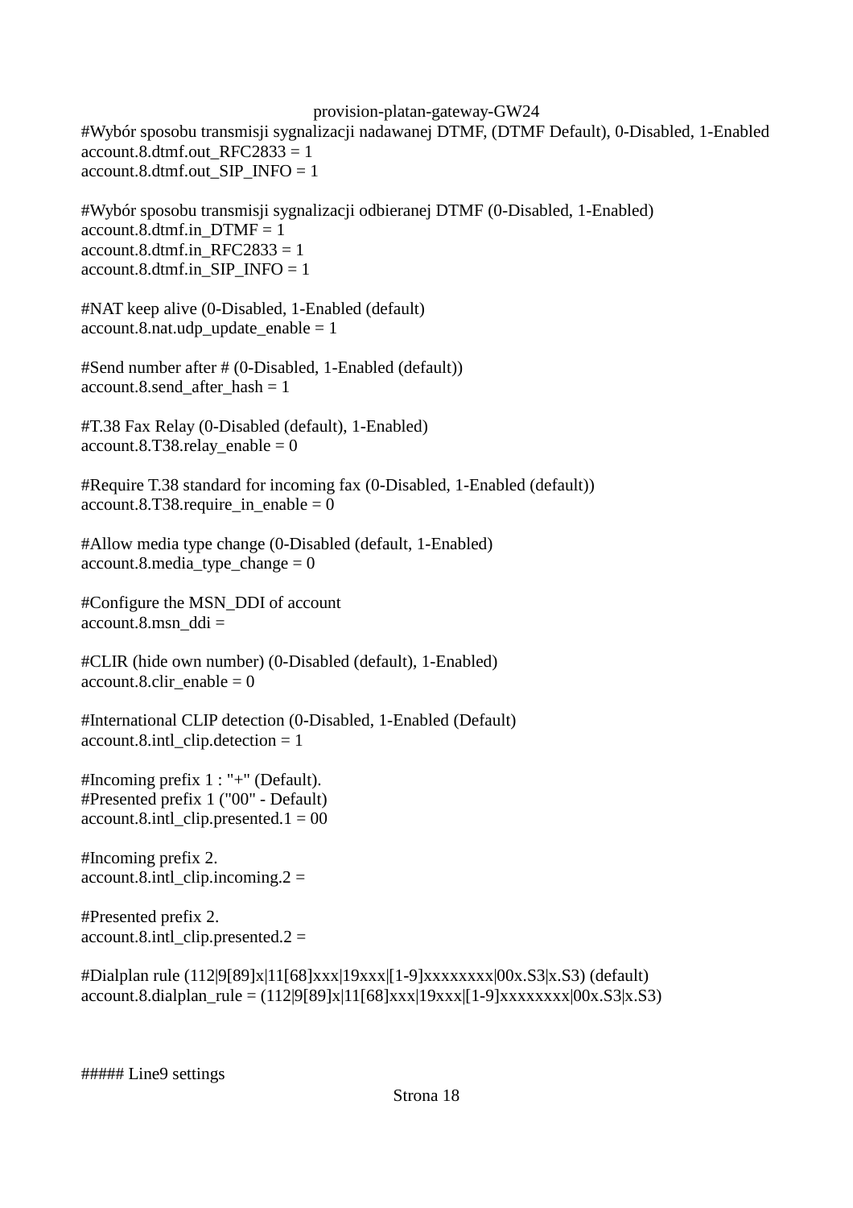#Wybór sposobu transmisji sygnalizacji nadawanej DTMF, (DTMF Default), 0-Disabled, 1-Enabled
account.8.dtmf.out_RFC2833 = 1
account.8.dtmf.out_SIP_INFO = 1

#Wybór sposobu transmisji sygnalizacji odbieranej DTMF (0-Disabled, 1-Enabled)
account.8.dtmf.in_DTMF = 1
account.8.dtmf.in_RFC2833 = 1
account.8.dtmf.in_SIP_INFO = 1

#NAT keep alive (0-Disabled, 1-Enabled (default)
account.8.nat.udp_update_enable = 1

#Send number after # (0-Disabled, 1-Enabled (default))
account.8.send_after_hash = 1

#T.38 Fax Relay (0-Disabled (default), 1-Enabled)
account.8.T38.relay_enable = 0

#Require T.38 standard for incoming fax (0-Disabled, 1-Enabled (default))
account.8.T38.require_in_enable = 0

#Allow media type change (0-Disabled (default, 1-Enabled)
account.8.media_type_change = 0

#Configure the MSN_DDI of account
account.8.msn_ddi =

#CLIR (hide own number) (0-Disabled (default), 1-Enabled)
account.8.clir_enable = 0

#International CLIP detection (0-Disabled, 1-Enabled (Default)
account.8.intl_clip.detection = 1

#Incoming prefix 1 : "+" (Default).
#Presented prefix 1 ("00" - Default)
account.8.intl_clip.presented.1 = 00

#Incoming prefix 2.
account.8.intl_clip.incoming.2 =

#Presented prefix 2.
account.8.intl_clip.presented.2 =

#Dialplan rule (112|9[89]x|11[68]xxx|19xxx|[1-9]xxxxxxxx|00x.S3|x.S3) (default)
account.8.dialplan_rule = (112|9[89]x|11[68]xxx|19xxx|[1-9]xxxxxxxx|00x.S3|x.S3)

##### Line9 settings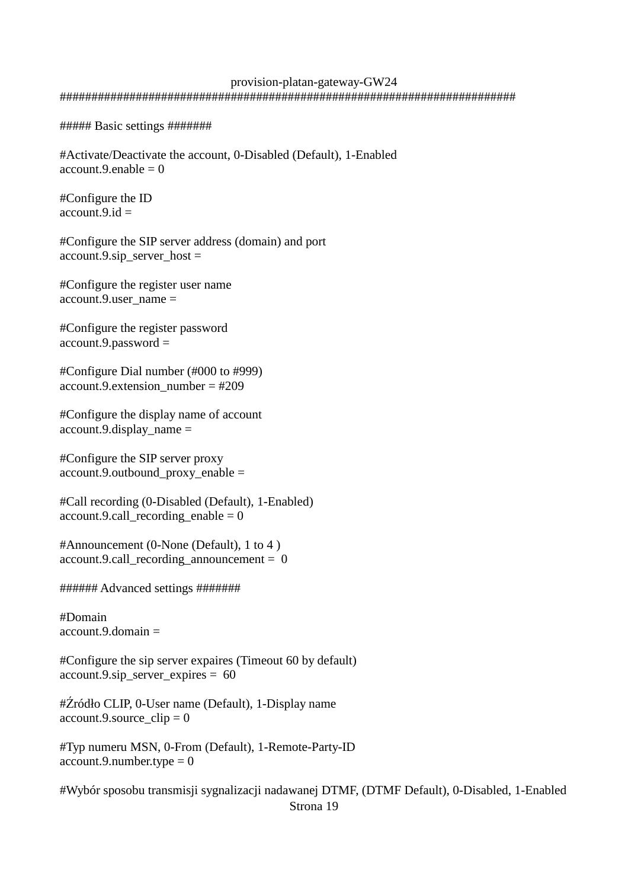provision-platan-gateway-GW24

```
########################################################################

##### Basic settings #######

#Activate/Deactivate the account, 0-Disabled (Default), 1-Enabled
account.9.enable = 0

#Configure the ID
account.9.id =

#Configure the SIP server address (domain) and port
account.9.sip_server_host =

#Configure the register user name
account.9.user_name =

#Configure the register password
account.9.password =

#Configure Dial number (#000 to #999)
account.9.extension_number = #209

#Configure the display name of account
account.9.display_name =

#Configure the SIP server proxy
account.9.outbound_proxy_enable =

#Call recording (0-Disabled (Default), 1-Enabled)
account.9.call_recording_enable = 0

#Announcement (0-None (Default), 1 to 4 )
account.9.call_recording_announcement =  0

###### Advanced settings #######

#Domain
account.9.domain =

#Configure the sip server expaires (Timeout 60 by default)
account.9.sip_server_expires =  60

#Źródło CLIP, 0-User name (Default), 1-Display name
account.9.source_clip = 0

#Typ numeru MSN, 0-From (Default), 1-Remote-Party-ID
account.9.number.type = 0

#Wybór sposobu transmisji sygnalizacji nadawanej DTMF, (DTMF Default), 0-Disabled, 1-Enabled
```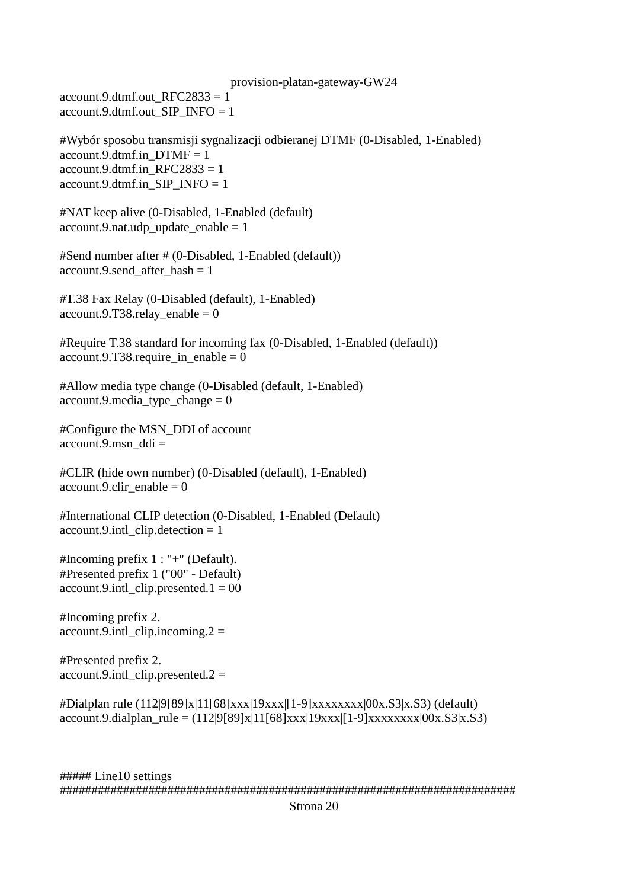```
account.9.dtmf.out_RFC2833 = 1
account.9.dtmf.out_SIP_INFO = 1

#Wybór sposobu transmisji sygnalizacji odbieranej DTMF (0-Disabled, 1-Enabled)
account.9.dtmf.in_DTMF = 1
account.9.dtmf.in_RFC2833 = 1
account.9.dtmf.in_SIP_INFO = 1

#NAT keep alive (0-Disabled, 1-Enabled (default)
account.9.nat.udp_update_enable = 1

#Send number after # (0-Disabled, 1-Enabled (default))
account.9.send_after_hash = 1

#T.38 Fax Relay (0-Disabled (default), 1-Enabled)
account.9.T38.relay_enable = 0

#Require T.38 standard for incoming fax (0-Disabled, 1-Enabled (default))
account.9.T38.require_in_enable = 0

#Allow media type change (0-Disabled (default, 1-Enabled)
account.9.media_type_change = 0

#Configure the MSN_DDI of account
account.9.msn_ddi =

#CLIR (hide own number) (0-Disabled (default), 1-Enabled)
account.9.clir_enable = 0

#International CLIP detection (0-Disabled, 1-Enabled (Default)
account.9.intl_clip.detection = 1

#Incoming prefix 1 : "+" (Default).
#Presented prefix 1 ("00" - Default)
account.9.intl_clip.presented.1 = 00

#Incoming prefix 2.
account.9.intl_clip.incoming.2 =

#Presented prefix 2.
account.9.intl_clip.presented.2 =

#Dialplan rule (112|9[89]x|11[68]xxx|19xxx|[1-9]xxxxxxxx|00x.S3|x.S3) (default)
account.9.dialplan_rule = (112|9[89]x|11[68]xxx|19xxx|[1-9]xxxxxxxx|00x.S3|x.S3)



##### Line10 settings
########################################################################
```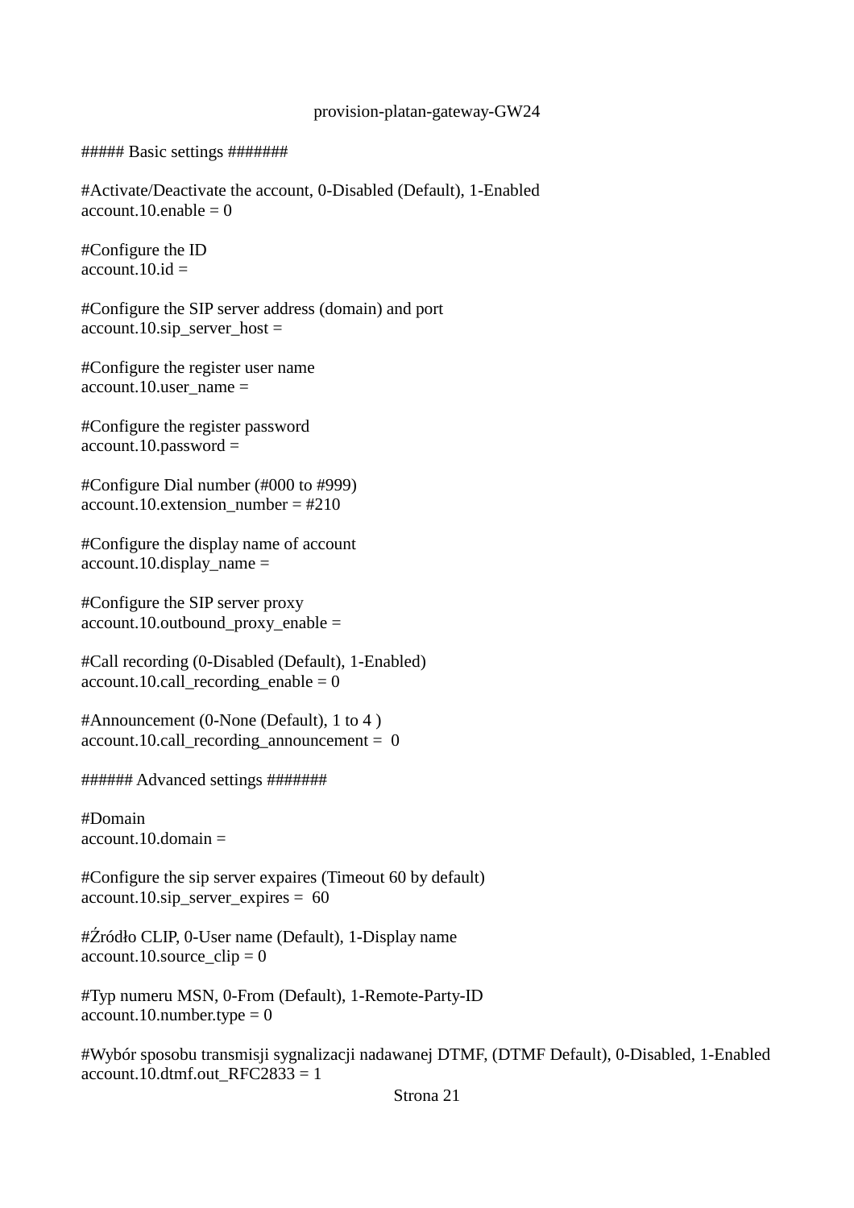provision-platan-gateway-GW24

```
##### Basic settings #######

#Activate/Deactivate the account, 0-Disabled (Default), 1-Enabled
account.10.enable = 0

#Configure the ID
account.10.id =

#Configure the SIP server address (domain) and port
account.10.sip_server_host =

#Configure the register user name
account.10.user_name =

#Configure the register password
account.10.password =

#Configure Dial number (#000 to #999)
account.10.extension_number = #210

#Configure the display name of account
account.10.display_name =

#Configure the SIP server proxy
account.10.outbound_proxy_enable =

#Call recording (0-Disabled (Default), 1-Enabled)
account.10.call_recording_enable = 0

#Announcement (0-None (Default), 1 to 4 )
account.10.call_recording_announcement =  0

###### Advanced settings #######

#Domain
account.10.domain =

#Configure the sip server expaires (Timeout 60 by default)
account.10.sip_server_expires =  60

#Źródło CLIP, 0-User name (Default), 1-Display name
account.10.source_clip = 0

#Typ numeru MSN, 0-From (Default), 1-Remote-Party-ID
account.10.number.type = 0

#Wybór sposobu transmisji sygnalizacji nadawanej DTMF, (DTMF Default), 0-Disabled, 1-Enabled
account.10.dtmf.out_RFC2833 = 1
```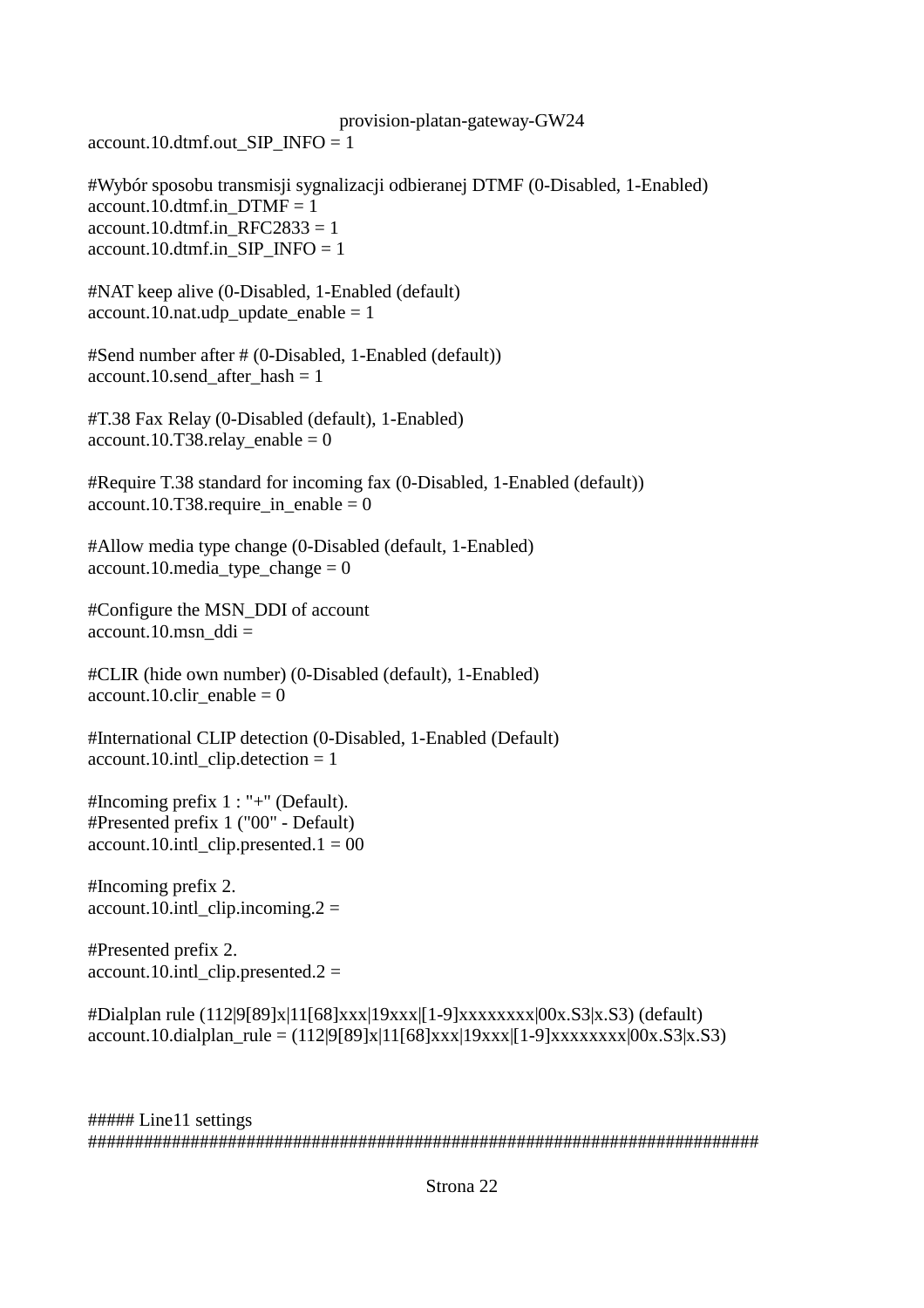```
account.10.dtmf.out_SIP_INFO = 1

#Wybór sposobu transmisji sygnalizacji odbieranej DTMF (0-Disabled, 1-Enabled)
account.10.dtmf.in_DTMF = 1
account.10.dtmf.in_RFC2833 = 1
account.10.dtmf.in_SIP_INFO = 1

#NAT keep alive (0-Disabled, 1-Enabled (default)
account.10.nat.udp_update_enable = 1

#Send number after # (0-Disabled, 1-Enabled (default))
account.10.send_after_hash = 1

#T.38 Fax Relay (0-Disabled (default), 1-Enabled)
account.10.T38.relay_enable = 0

#Require T.38 standard for incoming fax (0-Disabled, 1-Enabled (default))
account.10.T38.require_in_enable = 0

#Allow media type change (0-Disabled (default, 1-Enabled)
account.10.media_type_change = 0

#Configure the MSN_DDI of account
account.10.msn_ddi =

#CLIR (hide own number) (0-Disabled (default), 1-Enabled)
account.10.clir_enable = 0

#International CLIP detection (0-Disabled, 1-Enabled (Default)
account.10.intl_clip.detection = 1

#Incoming prefix 1 : "+" (Default).
#Presented prefix 1 ("00" - Default)
account.10.intl_clip.presented.1 = 00

#Incoming prefix 2.
account.10.intl_clip.incoming.2 =

#Presented prefix 2.
account.10.intl_clip.presented.2 =

#Dialplan rule (112|9[89]x|11[68]xxx|19xxx|[1-9]xxxxxxxx|00x.S3|x.S3) (default)
account.10.dialplan_rule = (112|9[89]x|11[68]xxx|19xxx|[1-9]xxxxxxxx|00x.S3|x.S3)


##### Line11 settings
########################################################################
```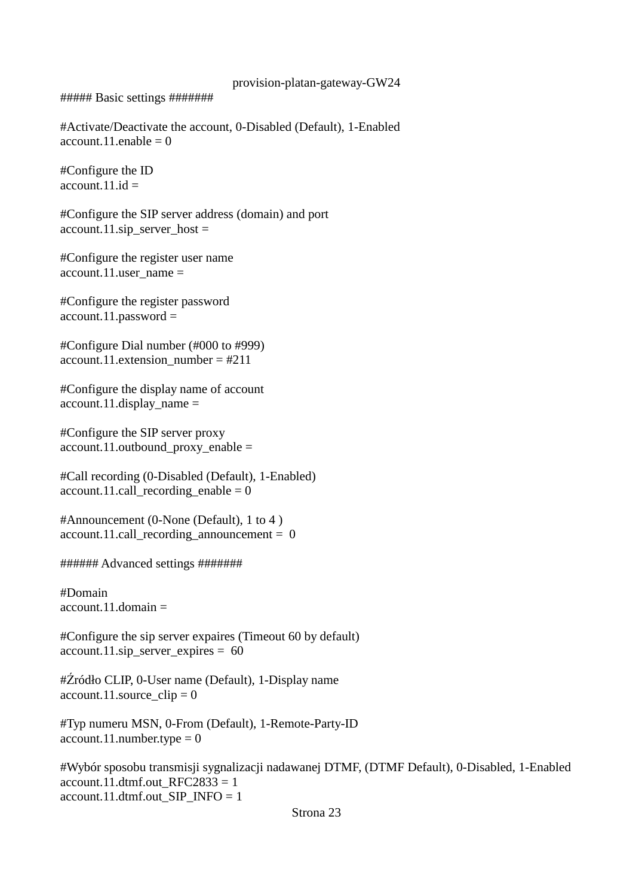```
##### Basic settings #######

#Activate/Deactivate the account, 0-Disabled (Default), 1-Enabled
account.11.enable = 0

#Configure the ID
account.11.id =

#Configure the SIP server address (domain) and port
account.11.sip_server_host =

#Configure the register user name
account.11.user_name =

#Configure the register password
account.11.password =

#Configure Dial number (#000 to #999)
account.11.extension_number = #211

#Configure the display name of account
account.11.display_name =

#Configure the SIP server proxy
account.11.outbound_proxy_enable =

#Call recording (0-Disabled (Default), 1-Enabled)
account.11.call_recording_enable = 0

#Announcement (0-None (Default), 1 to 4 )
account.11.call_recording_announcement =  0

###### Advanced settings #######

#Domain
account.11.domain =

#Configure the sip server expaires (Timeout 60 by default)
account.11.sip_server_expires =  60

#Źródło CLIP, 0-User name (Default), 1-Display name
account.11.source_clip = 0

#Typ numeru MSN, 0-From (Default), 1-Remote-Party-ID
account.11.number.type = 0

#Wybór sposobu transmisji sygnalizacji nadawanej DTMF, (DTMF Default), 0-Disabled, 1-Enabled
account.11.dtmf.out_RFC2833 = 1
account.11.dtmf.out_SIP_INFO = 1
```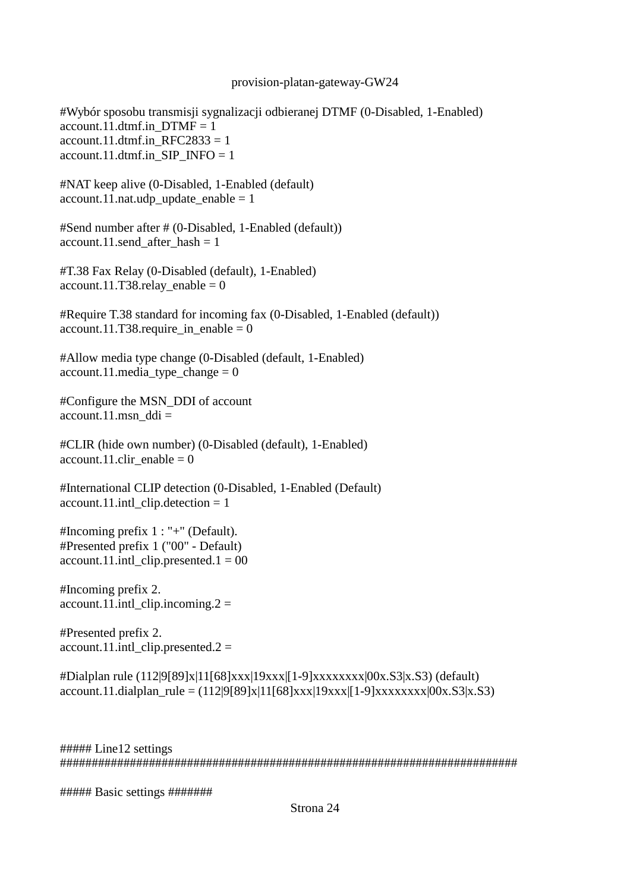```
#Wybór sposobu transmisji sygnalizacji odbieranej DTMF (0-Disabled, 1-Enabled)
account.11.dtmf.in_DTMF = 1
account.11.dtmf.in_RFC2833 = 1
account.11.dtmf.in_SIP_INFO = 1

#NAT keep alive (0-Disabled, 1-Enabled (default)
account.11.nat.udp_update_enable = 1

#Send number after # (0-Disabled, 1-Enabled (default))
account.11.send_after_hash = 1

#T.38 Fax Relay (0-Disabled (default), 1-Enabled)
account.11.T38.relay_enable = 0

#Require T.38 standard for incoming fax (0-Disabled, 1-Enabled (default))
account.11.T38.require_in_enable = 0

#Allow media type change (0-Disabled (default, 1-Enabled)
account.11.media_type_change = 0

#Configure the MSN_DDI of account
account.11.msn_ddi =

#CLIR (hide own number) (0-Disabled (default), 1-Enabled)
account.11.clir_enable = 0

#International CLIP detection (0-Disabled, 1-Enabled (Default)
account.11.intl_clip.detection = 1

#Incoming prefix 1 : "+" (Default).
#Presented prefix 1 ("00" - Default)
account.11.intl_clip.presented.1 = 00

#Incoming prefix 2.
account.11.intl_clip.incoming.2 =

#Presented prefix 2.
account.11.intl_clip.presented.2 =

#Dialplan rule (112|9[89]x|11[68]xxx|19xxx|[1-9]xxxxxxxx|00x.S3|x.S3) (default)
account.11.dialplan_rule = (112|9[89]x|11[68]xxx|19xxx|[1-9]xxxxxxxx|00x.S3|x.S3)



##### Line12 settings
##########################################################################

##### Basic settings #######
```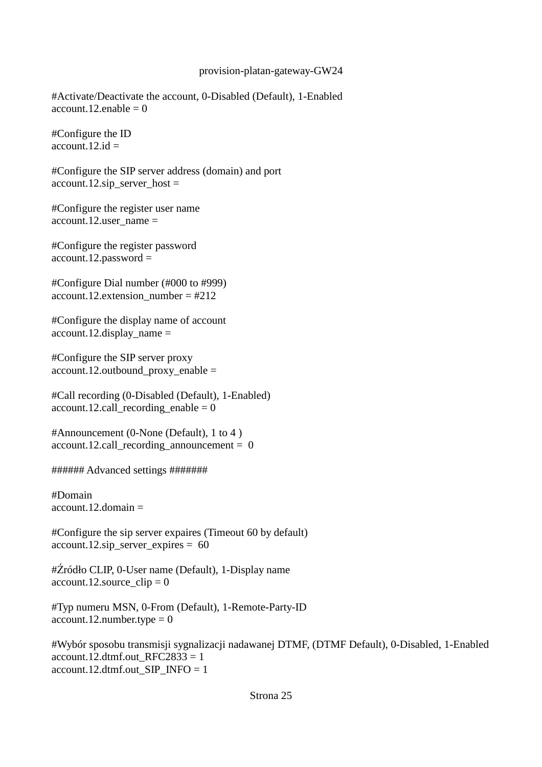```
#Activate/Deactivate the account, 0-Disabled (Default), 1-Enabled
account.12.enable = 0

#Configure the ID
account.12.id =

#Configure the SIP server address (domain) and port
account.12.sip_server_host =

#Configure the register user name
account.12.user_name =

#Configure the register password
account.12.password =

#Configure Dial number (#000 to #999)
account.12.extension_number = #212

#Configure the display name of account
account.12.display_name =

#Configure the SIP server proxy
account.12.outbound_proxy_enable =

#Call recording (0-Disabled (Default), 1-Enabled)
account.12.call_recording_enable = 0

#Announcement (0-None (Default), 1 to 4 )
account.12.call_recording_announcement =  0

###### Advanced settings #######

#Domain
account.12.domain =

#Configure the sip server expaires (Timeout 60 by default)
account.12.sip_server_expires =  60

#Źródło CLIP, 0-User name (Default), 1-Display name
account.12.source_clip = 0

#Typ numeru MSN, 0-From (Default), 1-Remote-Party-ID
account.12.number.type = 0

#Wybór sposobu transmisji sygnalizacji nadawanej DTMF, (DTMF Default), 0-Disabled, 1-Enabled
account.12.dtmf.out_RFC2833 = 1
account.12.dtmf.out_SIP_INFO = 1
```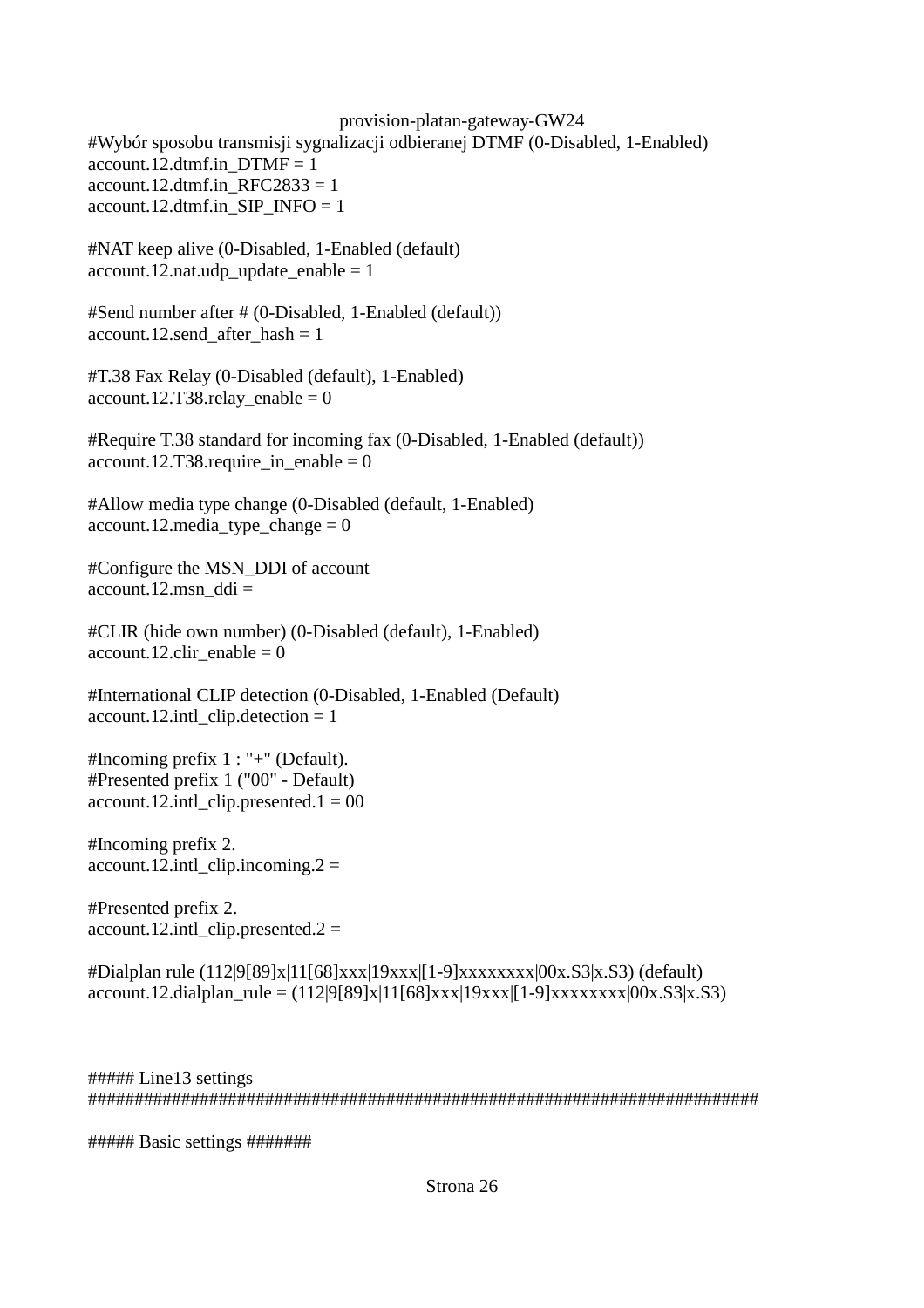#Wybór sposobu transmisji sygnalizacji odbieranej DTMF (0-Disabled, 1-Enabled)
account.12.dtmf.in_DTMF = 1
account.12.dtmf.in_RFC2833 = 1
account.12.dtmf.in_SIP_INFO = 1

#NAT keep alive (0-Disabled, 1-Enabled (default)
account.12.nat.udp_update_enable = 1

#Send number after # (0-Disabled, 1-Enabled (default))
account.12.send_after_hash = 1

#T.38 Fax Relay (0-Disabled (default), 1-Enabled)
account.12.T38.relay_enable = 0

#Require T.38 standard for incoming fax (0-Disabled, 1-Enabled (default))
account.12.T38.require_in_enable = 0

#Allow media type change (0-Disabled (default, 1-Enabled)
account.12.media_type_change = 0

#Configure the MSN_DDI of account
account.12.msn_ddi =

#CLIR (hide own number) (0-Disabled (default), 1-Enabled)
account.12.clir_enable = 0

#International CLIP detection (0-Disabled, 1-Enabled (Default)
account.12.intl_clip.detection = 1

#Incoming prefix 1 : "+" (Default).
#Presented prefix 1 ("00" - Default)
account.12.intl_clip.presented.1 = 00

#Incoming prefix 2.
account.12.intl_clip.incoming.2 =

#Presented prefix 2.
account.12.intl_clip.presented.2 =

#Dialplan rule (112|9[89]x|11[68]xxx|19xxx|[1-9]xxxxxxxx|00x.S3|x.S3) (default)
account.12.dialplan_rule = (112|9[89]x|11[68]xxx|19xxx|[1-9]xxxxxxxx|00x.S3|x.S3)

##### Line13 settings
######################################################################

##### Basic settings #######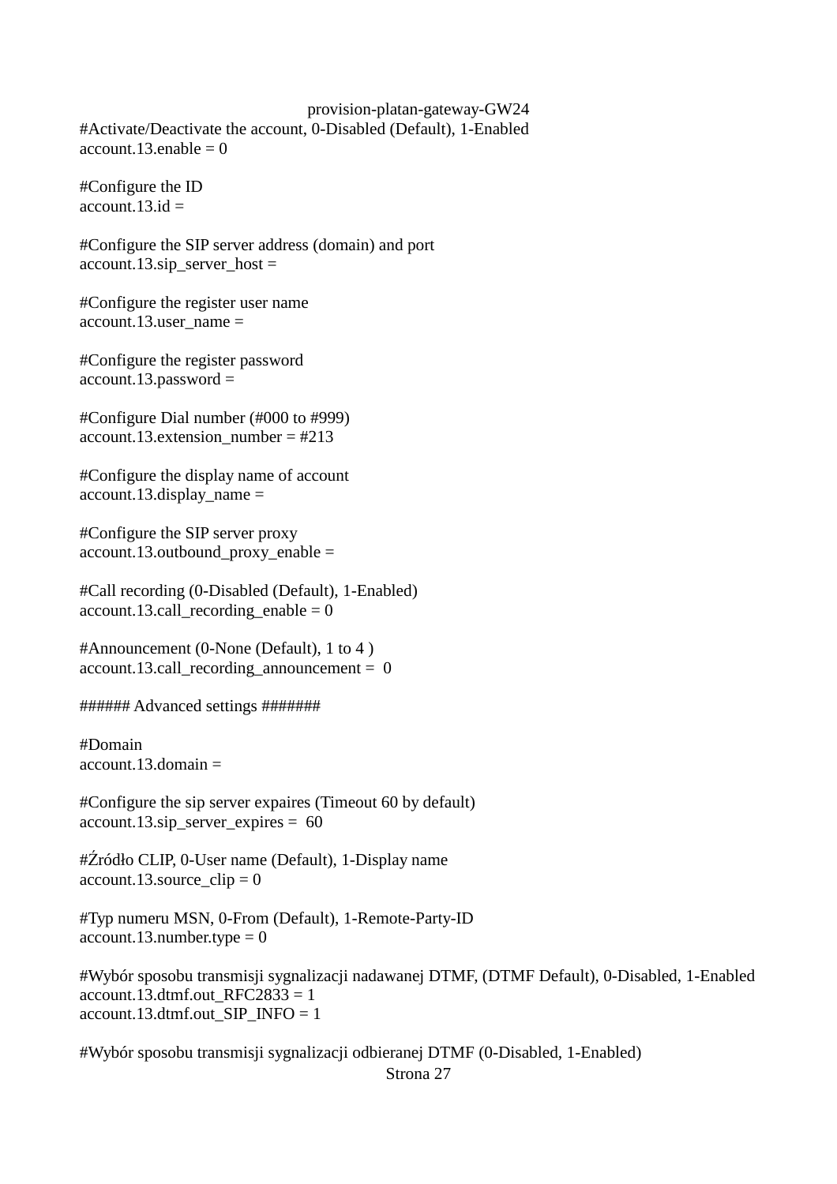```
#Activate/Deactivate the account, 0-Disabled (Default), 1-Enabled
account.13.enable = 0

#Configure the ID
account.13.id =

#Configure the SIP server address (domain) and port
account.13.sip_server_host =

#Configure the register user name
account.13.user_name =

#Configure the register password
account.13.password =

#Configure Dial number (#000 to #999)
account.13.extension_number = #213

#Configure the display name of account
account.13.display_name =

#Configure the SIP server proxy
account.13.outbound_proxy_enable =

#Call recording (0-Disabled (Default), 1-Enabled)
account.13.call_recording_enable = 0

#Announcement (0-None (Default), 1 to 4 )
account.13.call_recording_announcement =  0

###### Advanced settings #######

#Domain
account.13.domain =

#Configure the sip server expaires (Timeout 60 by default)
account.13.sip_server_expires =  60

#Źródło CLIP, 0-User name (Default), 1-Display name
account.13.source_clip = 0

#Typ numeru MSN, 0-From (Default), 1-Remote-Party-ID
account.13.number.type = 0

#Wybór sposobu transmisji sygnalizacji nadawanej DTMF, (DTMF Default), 0-Disabled, 1-Enabled
account.13.dtmf.out_RFC2833 = 1
account.13.dtmf.out_SIP_INFO = 1

#Wybór sposobu transmisji sygnalizacji odbieranej DTMF (0-Disabled, 1-Enabled)
```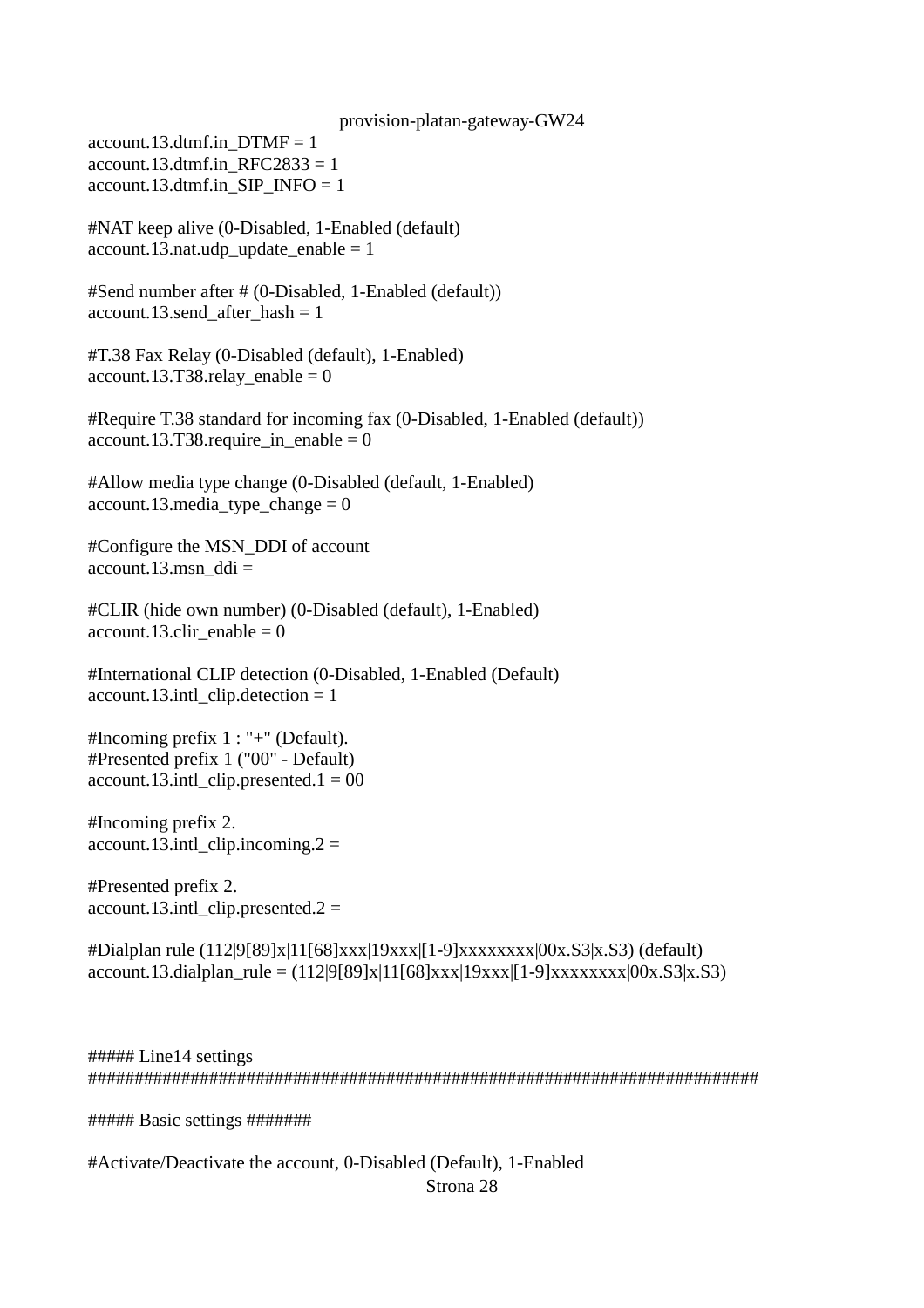```
account.13.dtmf.in_DTMF = 1
account.13.dtmf.in_RFC2833 = 1
account.13.dtmf.in_SIP_INFO = 1

#NAT keep alive (0-Disabled, 1-Enabled (default)
account.13.nat.udp_update_enable = 1

#Send number after # (0-Disabled, 1-Enabled (default))
account.13.send_after_hash = 1

#T.38 Fax Relay (0-Disabled (default), 1-Enabled)
account.13.T38.relay_enable = 0

#Require T.38 standard for incoming fax (0-Disabled, 1-Enabled (default))
account.13.T38.require_in_enable = 0

#Allow media type change (0-Disabled (default, 1-Enabled)
account.13.media_type_change = 0

#Configure the MSN_DDI of account
account.13.msn_ddi =

#CLIR (hide own number) (0-Disabled (default), 1-Enabled)
account.13.clir_enable = 0

#International CLIP detection (0-Disabled, 1-Enabled (Default)
account.13.intl_clip.detection = 1

#Incoming prefix 1 : "+" (Default).
#Presented prefix 1 ("00" - Default)
account.13.intl_clip.presented.1 = 00

#Incoming prefix 2.
account.13.intl_clip.incoming.2 =

#Presented prefix 2.
account.13.intl_clip.presented.2 =

#Dialplan rule (112|9[89]x|11[68]xxx|19xxx|[1-9]xxxxxxxx|00x.S3|x.S3) (default)
account.13.dialplan_rule = (112|9[89]x|11[68]xxx|19xxx|[1-9]xxxxxxxx|00x.S3|x.S3)



##### Line14 settings
########################################################################

##### Basic settings #######

#Activate/Deactivate the account, 0-Disabled (Default), 1-Enabled
```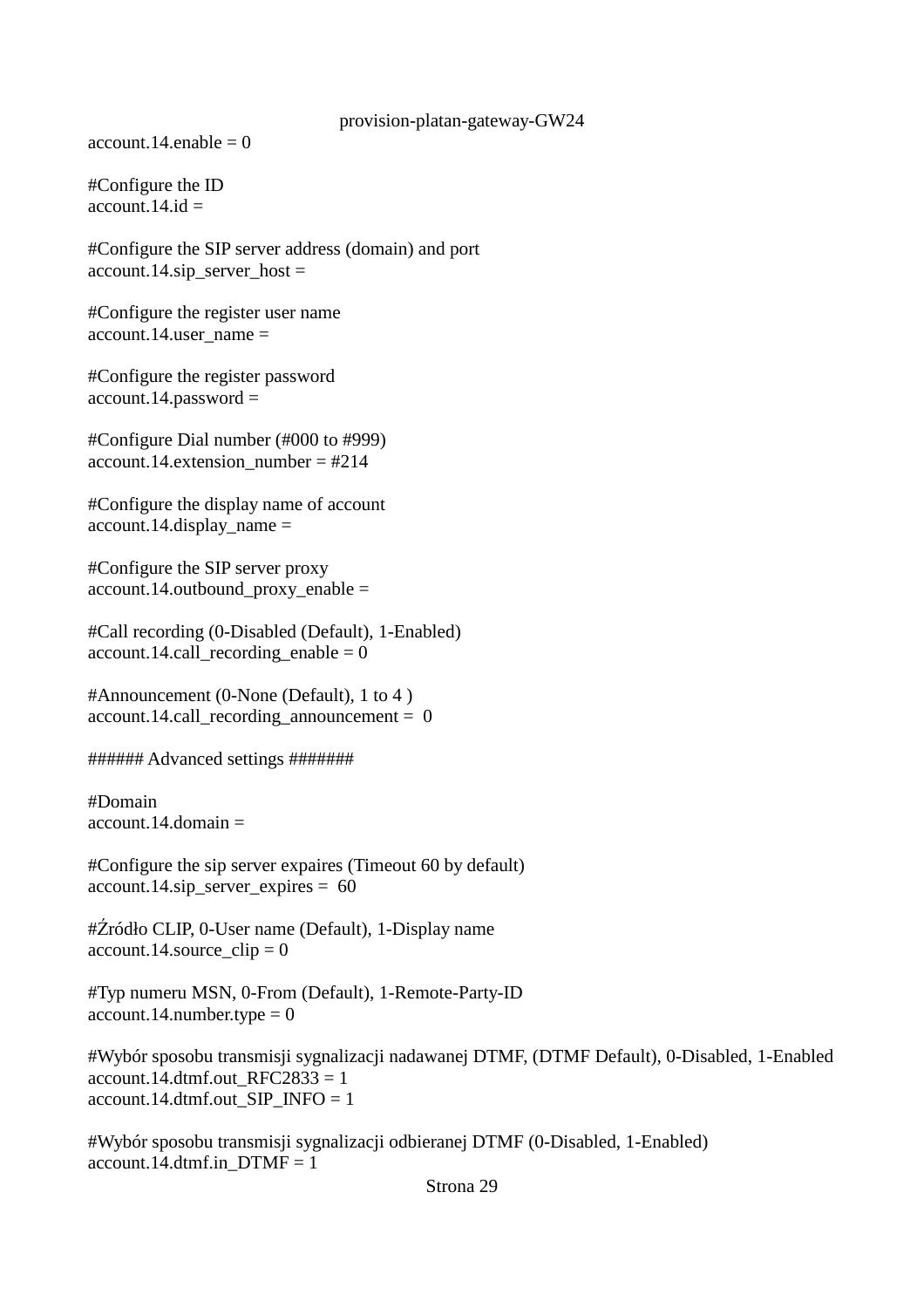```
account.14.enable = 0

#Configure the ID
account.14.id =

#Configure the SIP server address (domain) and port
account.14.sip_server_host =

#Configure the register user name
account.14.user_name =

#Configure the register password
account.14.password =

#Configure Dial number (#000 to #999)
account.14.extension_number = #214

#Configure the display name of account
account.14.display_name =

#Configure the SIP server proxy
account.14.outbound_proxy_enable =

#Call recording (0-Disabled (Default), 1-Enabled)
account.14.call_recording_enable = 0

#Announcement (0-None (Default), 1 to 4 )
account.14.call_recording_announcement =  0

###### Advanced settings #######

#Domain
account.14.domain =

#Configure the sip server expaires (Timeout 60 by default)
account.14.sip_server_expires =  60

#Źródło CLIP, 0-User name (Default), 1-Display name
account.14.source_clip = 0

#Typ numeru MSN, 0-From (Default), 1-Remote-Party-ID
account.14.number.type = 0

#Wybór sposobu transmisji sygnalizacji nadawanej DTMF, (DTMF Default), 0-Disabled, 1-Enabled
account.14.dtmf.out_RFC2833 = 1
account.14.dtmf.out_SIP_INFO = 1

#Wybór sposobu transmisji sygnalizacji odbieranej DTMF (0-Disabled, 1-Enabled)
account.14.dtmf.in_DTMF = 1
```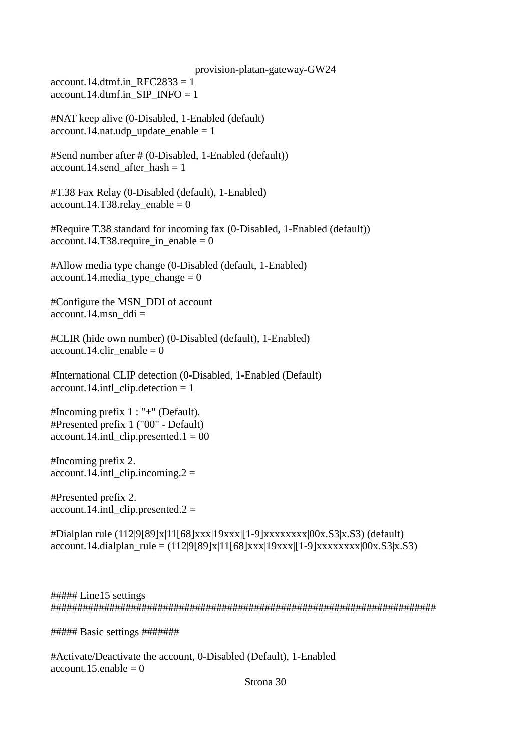```
account.14.dtmf.in_RFC2833 = 1
account.14.dtmf.in_SIP_INFO = 1

#NAT keep alive (0-Disabled, 1-Enabled (default)
account.14.nat.udp_update_enable = 1

#Send number after # (0-Disabled, 1-Enabled (default))
account.14.send_after_hash = 1

#T.38 Fax Relay (0-Disabled (default), 1-Enabled)
account.14.T38.relay_enable = 0

#Require T.38 standard for incoming fax (0-Disabled, 1-Enabled (default))
account.14.T38.require_in_enable = 0

#Allow media type change (0-Disabled (default, 1-Enabled)
account.14.media_type_change = 0

#Configure the MSN_DDI of account
account.14.msn_ddi =

#CLIR (hide own number) (0-Disabled (default), 1-Enabled)
account.14.clir_enable = 0

#International CLIP detection (0-Disabled, 1-Enabled (Default)
account.14.intl_clip.detection = 1

#Incoming prefix 1 : "+" (Default).
#Presented prefix 1 ("00" - Default)
account.14.intl_clip.presented.1 = 00

#Incoming prefix 2.
account.14.intl_clip.incoming.2 =

#Presented prefix 2.
account.14.intl_clip.presented.2 =

#Dialplan rule (112|9[89]x|11[68]xxx|19xxx|[1-9]xxxxxxxx|00x.S3|x.S3) (default)
account.14.dialplan_rule = (112|9[89]x|11[68]xxx|19xxx|[1-9]xxxxxxxx|00x.S3|x.S3)



##### Line15 settings
##########################################################################

##### Basic settings #######

#Activate/Deactivate the account, 0-Disabled (Default), 1-Enabled
account.15.enable = 0
```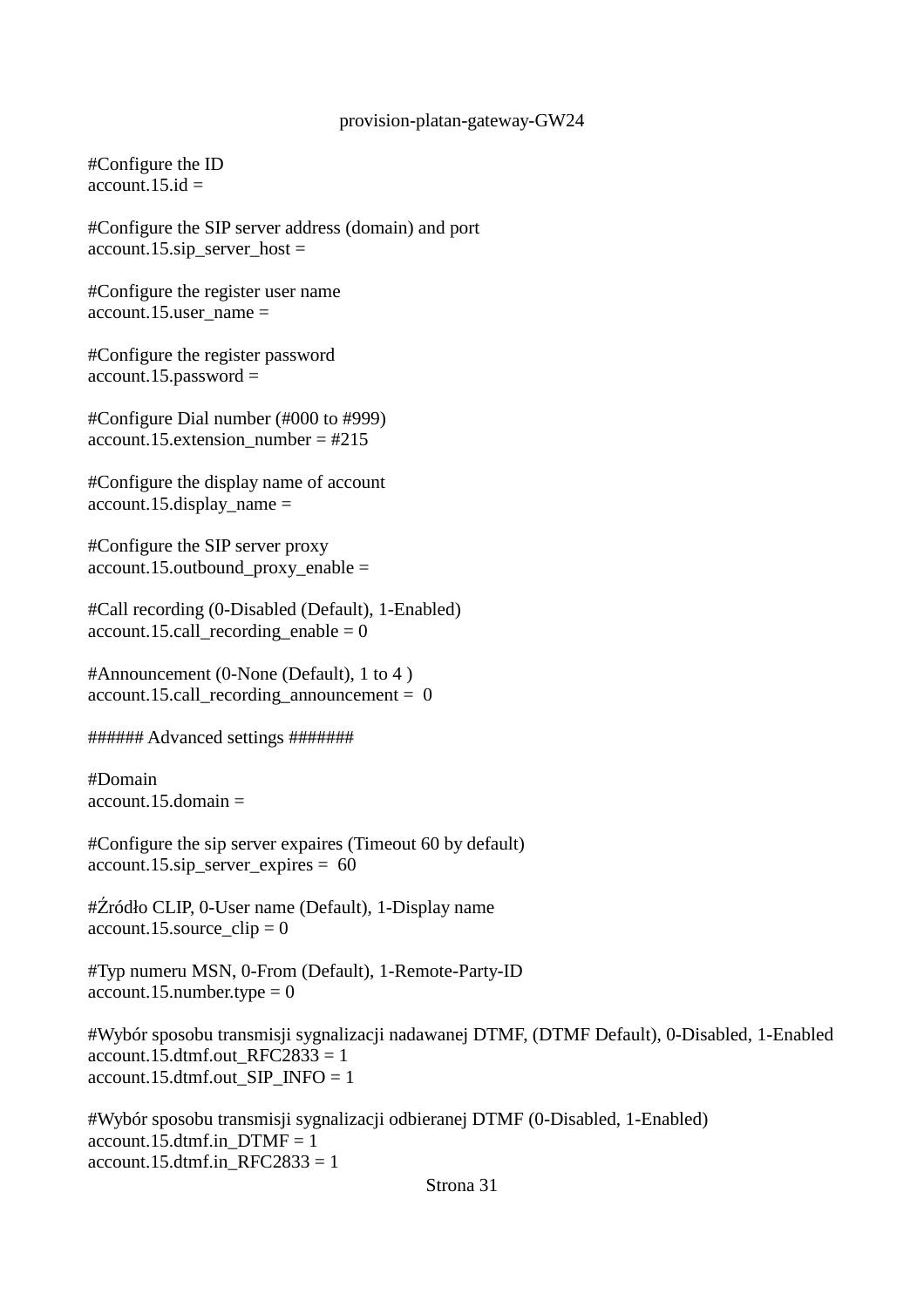```
#Configure the ID
account.15.id =

#Configure the SIP server address (domain) and port
account.15.sip_server_host =

#Configure the register user name
account.15.user_name =

#Configure the register password
account.15.password =

#Configure Dial number (#000 to #999)
account.15.extension_number = #215

#Configure the display name of account
account.15.display_name =

#Configure the SIP server proxy
account.15.outbound_proxy_enable =

#Call recording (0-Disabled (Default), 1-Enabled)
account.15.call_recording_enable = 0

#Announcement (0-None (Default), 1 to 4 )
account.15.call_recording_announcement =  0

###### Advanced settings #######

#Domain
account.15.domain =

#Configure the sip server expaires (Timeout 60 by default)
account.15.sip_server_expires =  60

#Źródło CLIP, 0-User name (Default), 1-Display name
account.15.source_clip = 0

#Typ numeru MSN, 0-From (Default), 1-Remote-Party-ID
account.15.number.type = 0

#Wybór sposobu transmisji sygnalizacji nadawanej DTMF, (DTMF Default), 0-Disabled, 1-Enabled
account.15.dtmf.out_RFC2833 = 1
account.15.dtmf.out_SIP_INFO = 1

#Wybór sposobu transmisji sygnalizacji odbieranej DTMF (0-Disabled, 1-Enabled)
account.15.dtmf.in_DTMF = 1
account.15.dtmf.in_RFC2833 = 1
```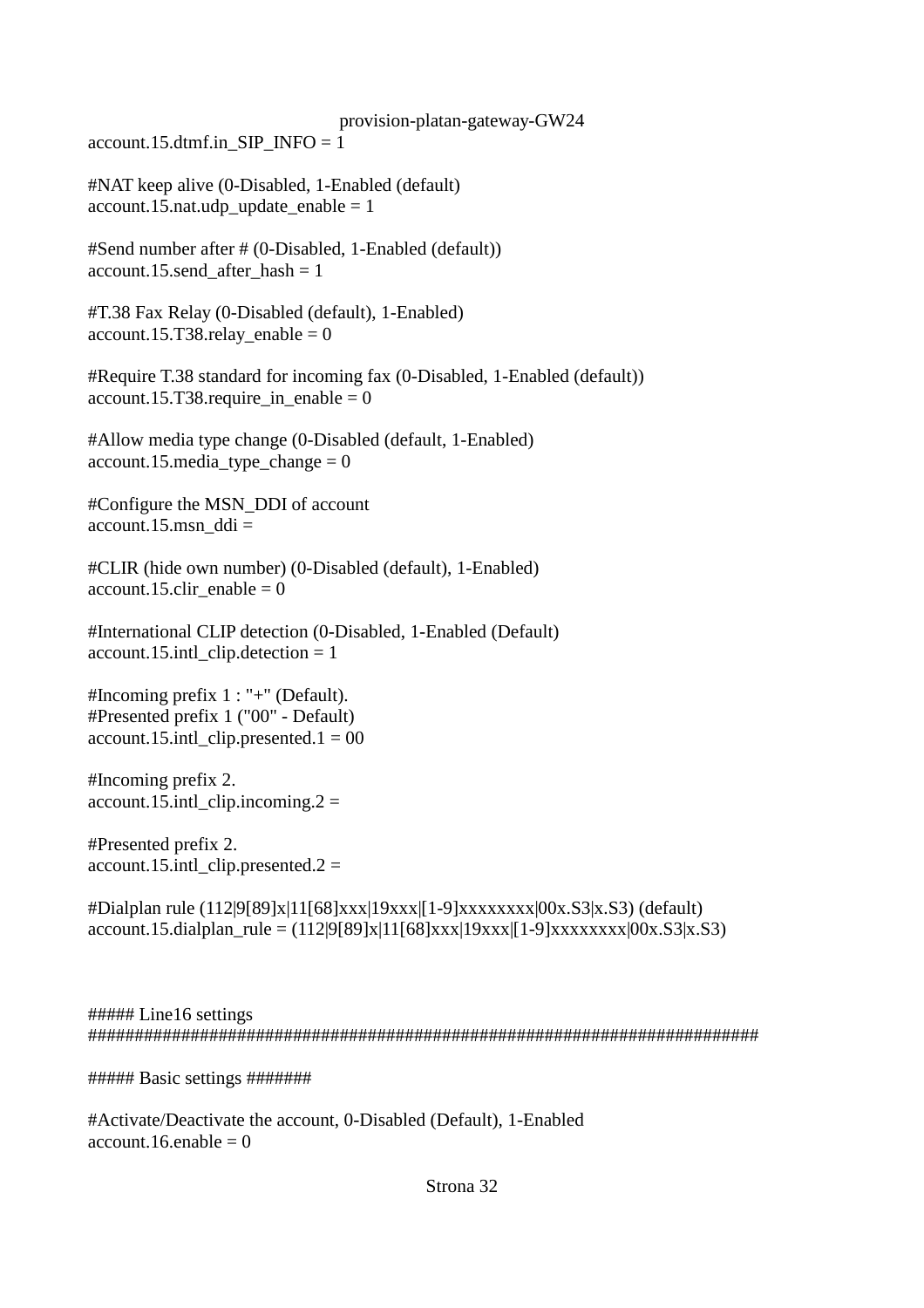```
account.15.dtmf.in_SIP_INFO = 1

#NAT keep alive (0-Disabled, 1-Enabled (default)
account.15.nat.udp_update_enable = 1

#Send number after # (0-Disabled, 1-Enabled (default))
account.15.send_after_hash = 1

#T.38 Fax Relay (0-Disabled (default), 1-Enabled)
account.15.T38.relay_enable = 0

#Require T.38 standard for incoming fax (0-Disabled, 1-Enabled (default))
account.15.T38.require_in_enable = 0

#Allow media type change (0-Disabled (default, 1-Enabled)
account.15.media_type_change = 0

#Configure the MSN_DDI of account
account.15.msn_ddi =

#CLIR (hide own number) (0-Disabled (default), 1-Enabled)
account.15.clir_enable = 0

#International CLIP detection (0-Disabled, 1-Enabled (Default)
account.15.intl_clip.detection = 1

#Incoming prefix 1 : "+" (Default).
#Presented prefix 1 ("00" - Default)
account.15.intl_clip.presented.1 = 00

#Incoming prefix 2.
account.15.intl_clip.incoming.2 =

#Presented prefix 2.
account.15.intl_clip.presented.2 =

#Dialplan rule (112|9[89]x|11[68]xxx|19xxx|[1-9]xxxxxxxx|00x.S3|x.S3) (default)
account.15.dialplan_rule = (112|9[89]x|11[68]xxx|19xxx|[1-9]xxxxxxxx|00x.S3|x.S3)



##### Line16 settings
##########################################################################

##### Basic settings #######

#Activate/Deactivate the account, 0-Disabled (Default), 1-Enabled
account.16.enable = 0
```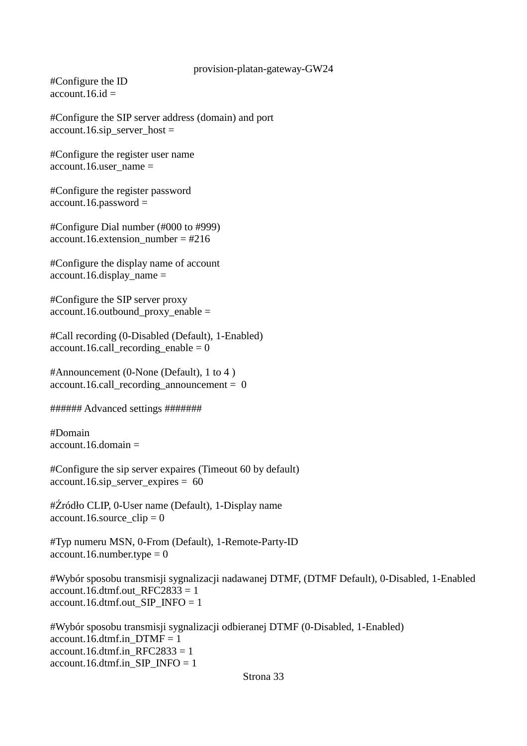provision-platan-gateway-GW24

```
#Configure the ID
account.16.id =

#Configure the SIP server address (domain) and port
account.16.sip_server_host =

#Configure the register user name
account.16.user_name =

#Configure the register password
account.16.password =

#Configure Dial number (#000 to #999)
account.16.extension_number = #216

#Configure the display name of account
account.16.display_name =

#Configure the SIP server proxy
account.16.outbound_proxy_enable =

#Call recording (0-Disabled (Default), 1-Enabled)
account.16.call_recording_enable = 0

#Announcement (0-None (Default), 1 to 4 )
account.16.call_recording_announcement =  0

###### Advanced settings #######

#Domain
account.16.domain =

#Configure the sip server expaires (Timeout 60 by default)
account.16.sip_server_expires =  60

#Źródło CLIP, 0-User name (Default), 1-Display name
account.16.source_clip = 0

#Typ numeru MSN, 0-From (Default), 1-Remote-Party-ID
account.16.number.type = 0

#Wybór sposobu transmisji sygnalizacji nadawanej DTMF, (DTMF Default), 0-Disabled, 1-Enabled
account.16.dtmf.out_RFC2833 = 1
account.16.dtmf.out_SIP_INFO = 1

#Wybór sposobu transmisji sygnalizacji odbieranej DTMF (0-Disabled, 1-Enabled)
account.16.dtmf.in_DTMF = 1
account.16.dtmf.in_RFC2833 = 1
account.16.dtmf.in_SIP_INFO = 1
```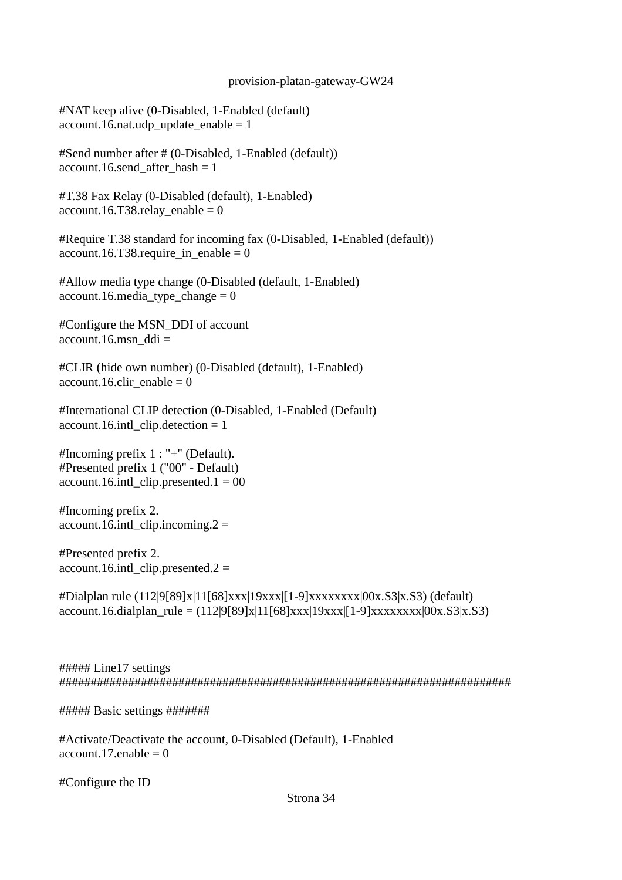```
#NAT keep alive (0-Disabled, 1-Enabled (default)
account.16.nat.udp_update_enable = 1

#Send number after # (0-Disabled, 1-Enabled (default))
account.16.send_after_hash = 1

#T.38 Fax Relay (0-Disabled (default), 1-Enabled)
account.16.T38.relay_enable = 0

#Require T.38 standard for incoming fax (0-Disabled, 1-Enabled (default))
account.16.T38.require_in_enable = 0

#Allow media type change (0-Disabled (default, 1-Enabled)
account.16.media_type_change = 0

#Configure the MSN_DDI of account
account.16.msn_ddi =

#CLIR (hide own number) (0-Disabled (default), 1-Enabled)
account.16.clir_enable = 0

#International CLIP detection (0-Disabled, 1-Enabled (Default)
account.16.intl_clip.detection = 1

#Incoming prefix 1 : "+" (Default).
#Presented prefix 1 ("00" - Default)
account.16.intl_clip.presented.1 = 00

#Incoming prefix 2.
account.16.intl_clip.incoming.2 =

#Presented prefix 2.
account.16.intl_clip.presented.2 =

#Dialplan rule (112|9[89]x|11[68]xxx|19xxx|[1-9]xxxxxxxx|00x.S3|x.S3) (default)
account.16.dialplan_rule = (112|9[89]x|11[68]xxx|19xxx|[1-9]xxxxxxxx|00x.S3|x.S3)



##### Line17 settings
########################################################################

##### Basic settings #######

#Activate/Deactivate the account, 0-Disabled (Default), 1-Enabled
account.17.enable = 0

#Configure the ID
```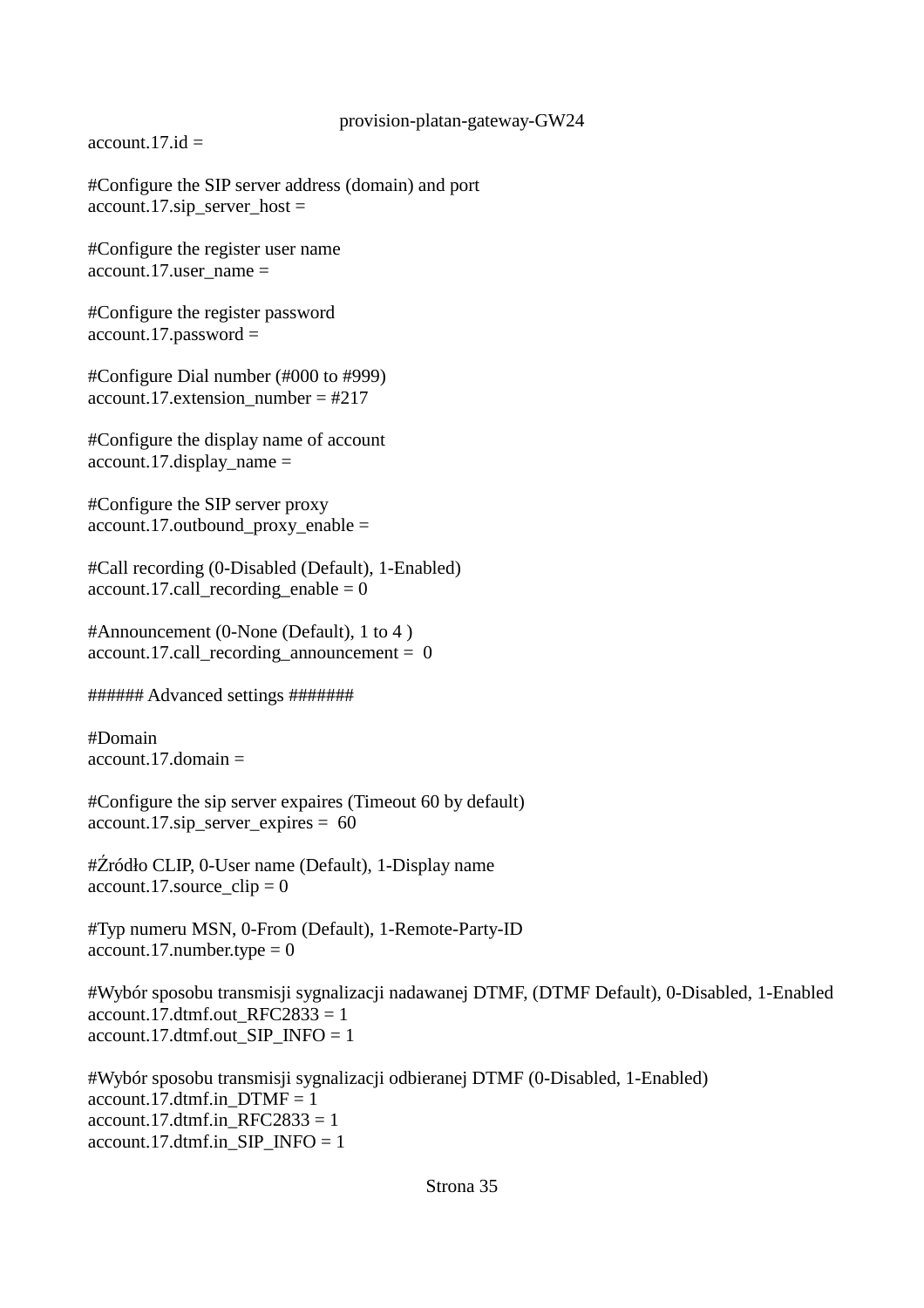```
account.17.id =

#Configure the SIP server address (domain) and port
account.17.sip_server_host =

#Configure the register user name
account.17.user_name =

#Configure the register password
account.17.password =

#Configure Dial number (#000 to #999)
account.17.extension_number = #217

#Configure the display name of account
account.17.display_name =

#Configure the SIP server proxy
account.17.outbound_proxy_enable =

#Call recording (0-Disabled (Default), 1-Enabled)
account.17.call_recording_enable = 0

#Announcement (0-None (Default), 1 to 4 )
account.17.call_recording_announcement =  0

###### Advanced settings #######

#Domain
account.17.domain =

#Configure the sip server expaires (Timeout 60 by default)
account.17.sip_server_expires =  60

#Źródło CLIP, 0-User name (Default), 1-Display name
account.17.source_clip = 0

#Typ numeru MSN, 0-From (Default), 1-Remote-Party-ID
account.17.number.type = 0

#Wybór sposobu transmisji sygnalizacji nadawanej DTMF, (DTMF Default), 0-Disabled, 1-Enabled
account.17.dtmf.out_RFC2833 = 1
account.17.dtmf.out_SIP_INFO = 1

#Wybór sposobu transmisji sygnalizacji odbieranej DTMF (0-Disabled, 1-Enabled)
account.17.dtmf.in_DTMF = 1
account.17.dtmf.in_RFC2833 = 1
account.17.dtmf.in_SIP_INFO = 1
```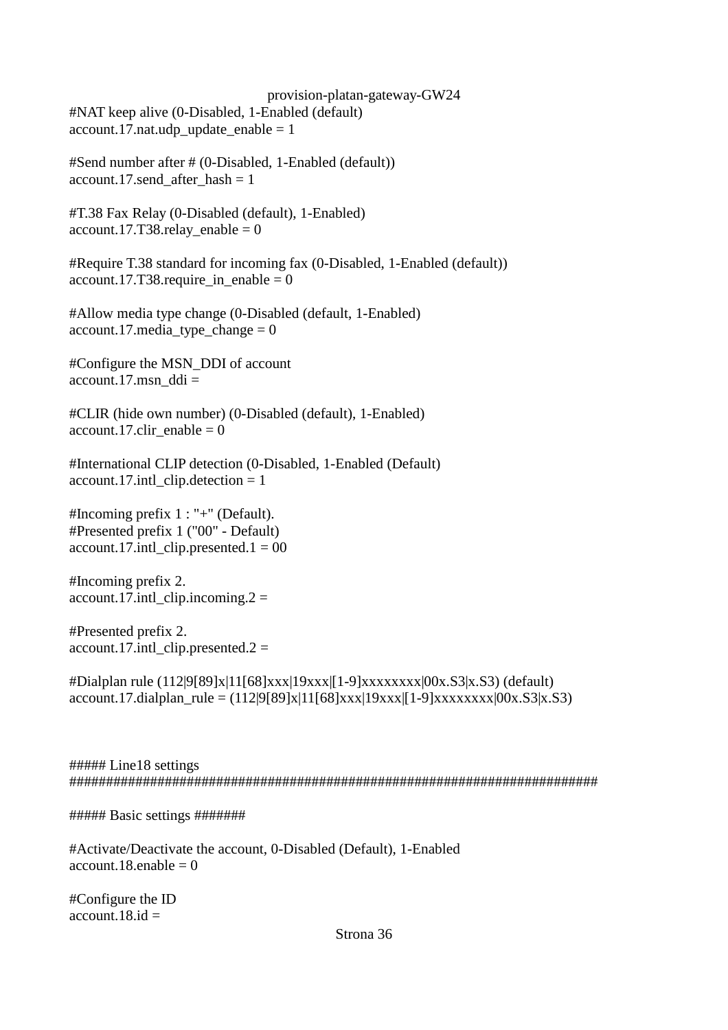```
#NAT keep alive (0-Disabled, 1-Enabled (default)
account.17.nat.udp_update_enable = 1

#Send number after # (0-Disabled, 1-Enabled (default))
account.17.send_after_hash = 1

#T.38 Fax Relay (0-Disabled (default), 1-Enabled)
account.17.T38.relay_enable = 0

#Require T.38 standard for incoming fax (0-Disabled, 1-Enabled (default))
account.17.T38.require_in_enable = 0

#Allow media type change (0-Disabled (default, 1-Enabled)
account.17.media_type_change = 0

#Configure the MSN_DDI of account
account.17.msn_ddi =

#CLIR (hide own number) (0-Disabled (default), 1-Enabled)
account.17.clir_enable = 0

#International CLIP detection (0-Disabled, 1-Enabled (Default)
account.17.intl_clip.detection = 1

#Incoming prefix 1 : "+" (Default).
#Presented prefix 1 ("00" - Default)
account.17.intl_clip.presented.1 = 00

#Incoming prefix 2.
account.17.intl_clip.incoming.2 =

#Presented prefix 2.
account.17.intl_clip.presented.2 =

#Dialplan rule (112|9[89]x|11[68]xxx|19xxx|[1-9]xxxxxxxx|00x.S3|x.S3) (default)
account.17.dialplan_rule = (112|9[89]x|11[68]xxx|19xxx|[1-9]xxxxxxxx|00x.S3|x.S3)



##### Line18 settings
#########################################################################

##### Basic settings #######

#Activate/Deactivate the account, 0-Disabled (Default), 1-Enabled
account.18.enable = 0

#Configure the ID
account.18.id =
```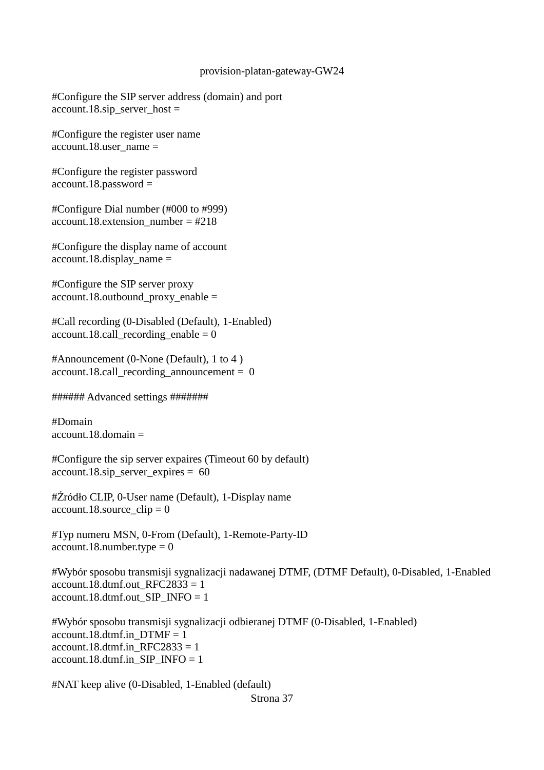```
#Configure the SIP server address (domain) and port
account.18.sip_server_host =

#Configure the register user name
account.18.user_name =

#Configure the register password
account.18.password =

#Configure Dial number (#000 to #999)
account.18.extension_number = #218

#Configure the display name of account
account.18.display_name =

#Configure the SIP server proxy
account.18.outbound_proxy_enable =

#Call recording (0-Disabled (Default), 1-Enabled)
account.18.call_recording_enable = 0

#Announcement (0-None (Default), 1 to 4 )
account.18.call_recording_announcement =  0

###### Advanced settings #######

#Domain
account.18.domain =

#Configure the sip server expaires (Timeout 60 by default)
account.18.sip_server_expires =  60

#Źródło CLIP, 0-User name (Default), 1-Display name
account.18.source_clip = 0

#Typ numeru MSN, 0-From (Default), 1-Remote-Party-ID
account.18.number.type = 0

#Wybór sposobu transmisji sygnalizacji nadawanej DTMF, (DTMF Default), 0-Disabled, 1-Enabled
account.18.dtmf.out_RFC2833 = 1
account.18.dtmf.out_SIP_INFO = 1

#Wybór sposobu transmisji sygnalizacji odbieranej DTMF (0-Disabled, 1-Enabled)
account.18.dtmf.in_DTMF = 1
account.18.dtmf.in_RFC2833 = 1
account.18.dtmf.in_SIP_INFO = 1

#NAT keep alive (0-Disabled, 1-Enabled (default)
```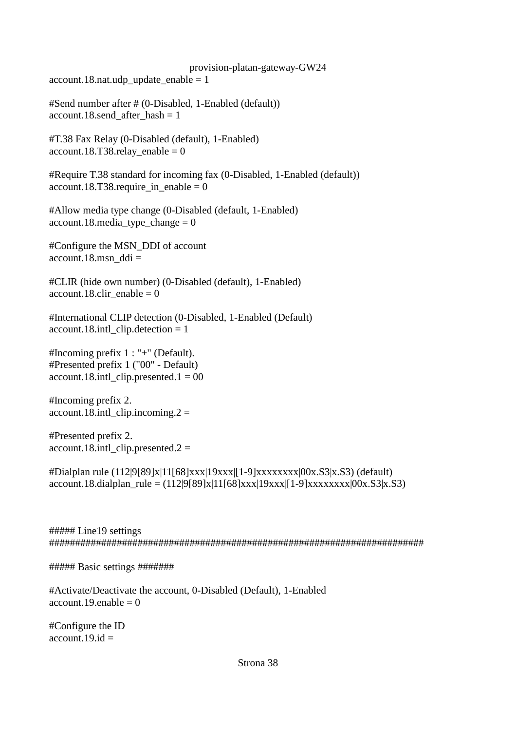account.18.nat.udp_update_enable = 1

#Send number after # (0-Disabled, 1-Enabled (default))
account.18.send_after_hash = 1

#T.38 Fax Relay (0-Disabled (default), 1-Enabled)
account.18.T38.relay_enable = 0

#Require T.38 standard for incoming fax (0-Disabled, 1-Enabled (default))
account.18.T38.require_in_enable = 0

#Allow media type change (0-Disabled (default, 1-Enabled)
account.18.media_type_change = 0

#Configure the MSN_DDI of account
account.18.msn_ddi =

#CLIR (hide own number) (0-Disabled (default), 1-Enabled)
account.18.clir_enable = 0

#International CLIP detection (0-Disabled, 1-Enabled (Default)
account.18.intl_clip.detection = 1

#Incoming prefix 1 : "+" (Default).
#Presented prefix 1 ("00" - Default)
account.18.intl_clip.presented.1 = 00

#Incoming prefix 2.
account.18.intl_clip.incoming.2 =

#Presented prefix 2.
account.18.intl_clip.presented.2 =

#Dialplan rule (112|9[89]x|11[68]xxx|19xxx|[1-9]xxxxxxxx|00x.S3|x.S3) (default)
account.18.dialplan_rule = (112|9[89]x|11[68]xxx|19xxx|[1-9]xxxxxxxx|00x.S3|x.S3)

##### Line19 settings
########################################################################

##### Basic settings #######

#Activate/Deactivate the account, 0-Disabled (Default), 1-Enabled
account.19.enable = 0

#Configure the ID
account.19.id =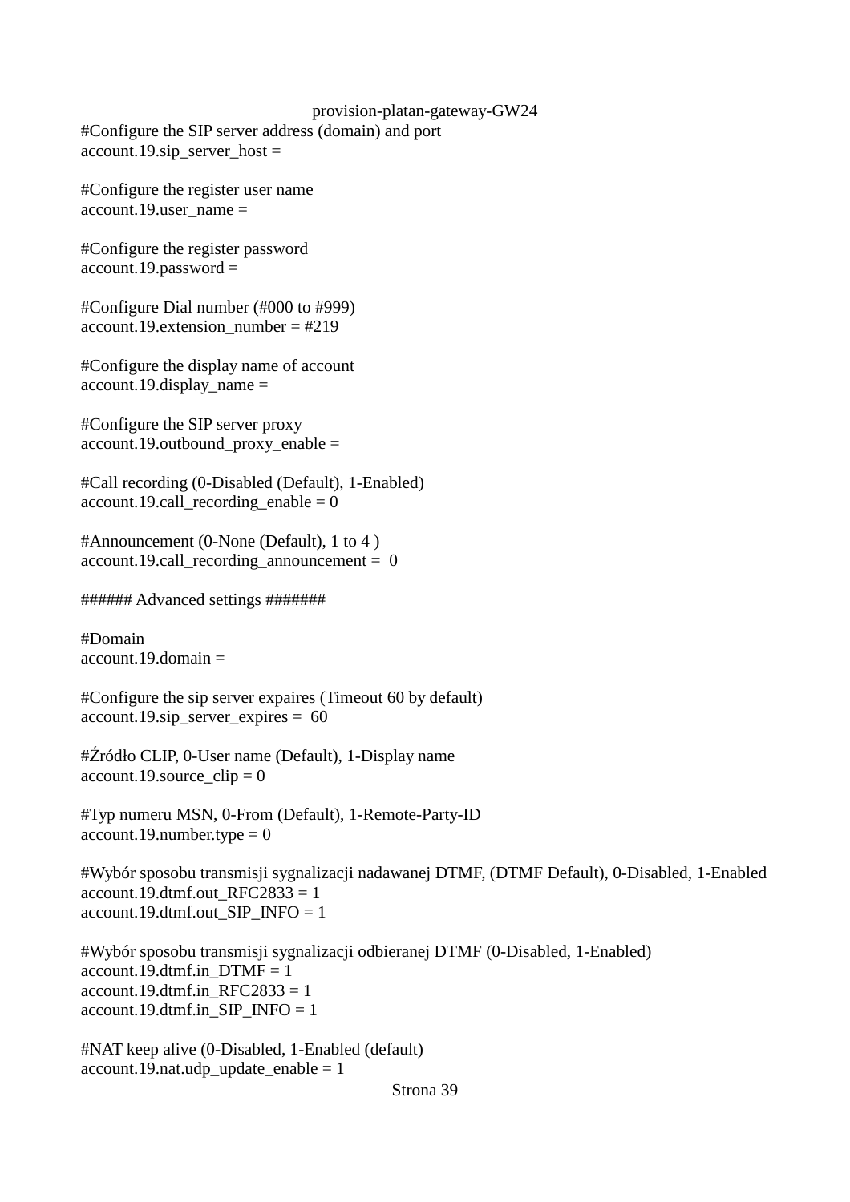```
#Configure the SIP server address (domain) and port
account.19.sip_server_host =

#Configure the register user name
account.19.user_name =

#Configure the register password
account.19.password =

#Configure Dial number (#000 to #999)
account.19.extension_number = #219

#Configure the display name of account
account.19.display_name =

#Configure the SIP server proxy
account.19.outbound_proxy_enable =

#Call recording (0-Disabled (Default), 1-Enabled)
account.19.call_recording_enable = 0

#Announcement (0-None (Default), 1 to 4 )
account.19.call_recording_announcement =  0

###### Advanced settings #######

#Domain
account.19.domain =

#Configure the sip server expaires (Timeout 60 by default)
account.19.sip_server_expires =  60

#Źródło CLIP, 0-User name (Default), 1-Display name
account.19.source_clip = 0

#Typ numeru MSN, 0-From (Default), 1-Remote-Party-ID
account.19.number.type = 0

#Wybór sposobu transmisji sygnalizacji nadawanej DTMF, (DTMF Default), 0-Disabled, 1-Enabled
account.19.dtmf.out_RFC2833 = 1
account.19.dtmf.out_SIP_INFO = 1

#Wybór sposobu transmisji sygnalizacji odbieranej DTMF (0-Disabled, 1-Enabled)
account.19.dtmf.in_DTMF = 1
account.19.dtmf.in_RFC2833 = 1
account.19.dtmf.in_SIP_INFO = 1

#NAT keep alive (0-Disabled, 1-Enabled (default)
account.19.nat.udp_update_enable = 1
```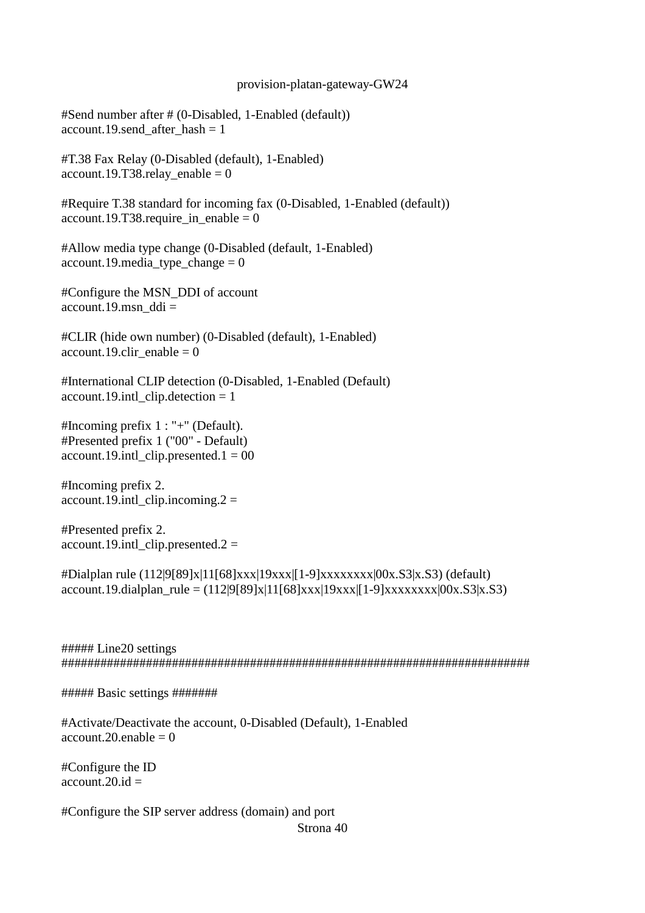#Send number after # (0-Disabled, 1-Enabled (default))
account.19.send_after_hash = 1

#T.38 Fax Relay (0-Disabled (default), 1-Enabled)
account.19.T38.relay_enable = 0

#Require T.38 standard for incoming fax (0-Disabled, 1-Enabled (default))
account.19.T38.require_in_enable = 0

#Allow media type change (0-Disabled (default, 1-Enabled)
account.19.media_type_change = 0

#Configure the MSN_DDI of account
account.19.msn_ddi =

#CLIR (hide own number) (0-Disabled (default), 1-Enabled)
account.19.clir_enable = 0

#International CLIP detection (0-Disabled, 1-Enabled (Default)
account.19.intl_clip.detection = 1

#Incoming prefix 1 : "+" (Default).
#Presented prefix 1 ("00" - Default)
account.19.intl_clip.presented.1 = 00

#Incoming prefix 2.
account.19.intl_clip.incoming.2 =

#Presented prefix 2.
account.19.intl_clip.presented.2 =

#Dialplan rule (112|9[89]x|11[68]xxx|19xxx|[1-9]xxxxxxxx|00x.S3|x.S3) (default)
account.19.dialplan_rule = (112|9[89]x|11[68]xxx|19xxx|[1-9]xxxxxxxx|00x.S3|x.S3)

##### Line20 settings
##########################################################################

##### Basic settings #######

#Activate/Deactivate the account, 0-Disabled (Default), 1-Enabled
account.20.enable = 0

#Configure the ID
account.20.id =

#Configure the SIP server address (domain) and port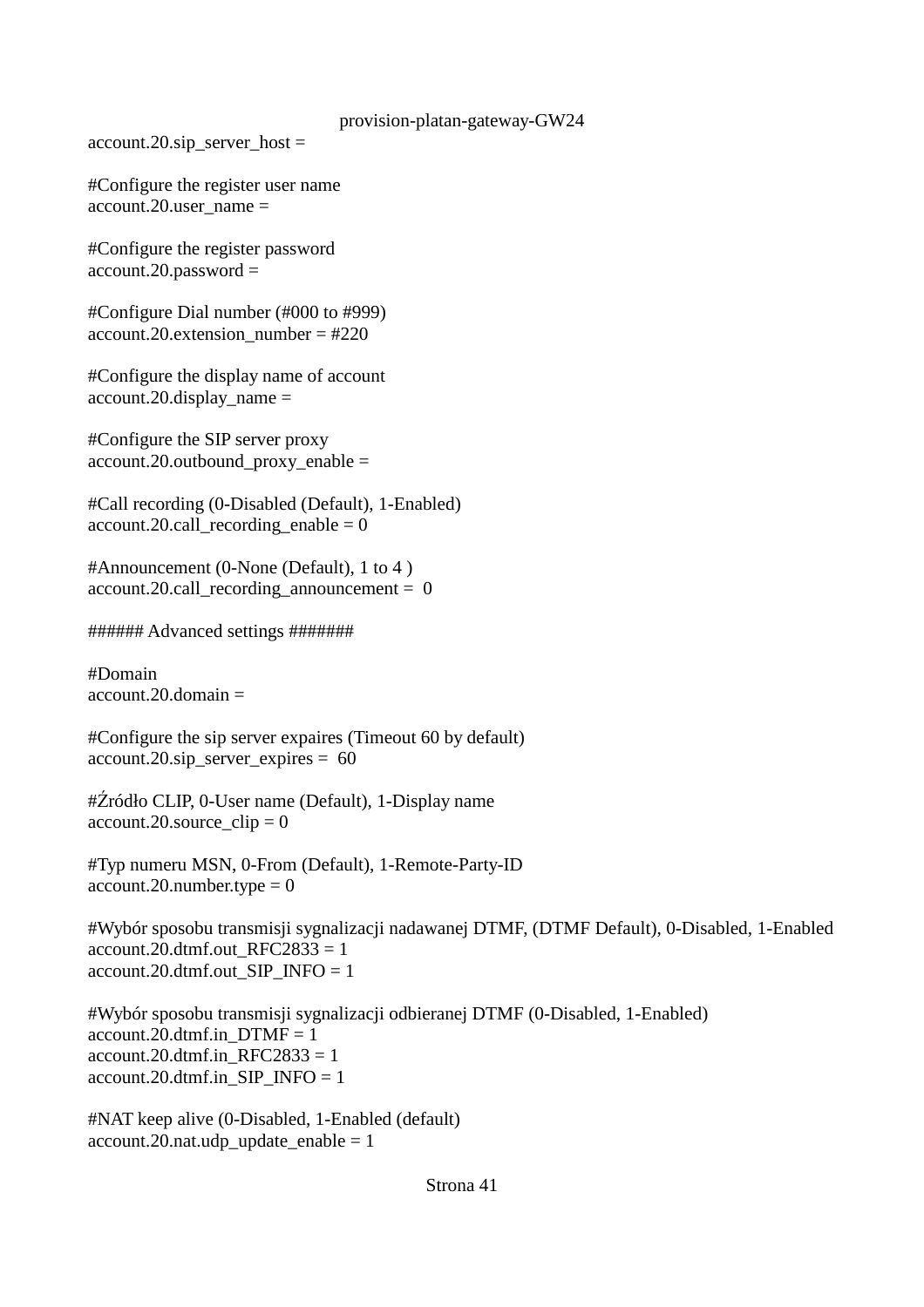```
account.20.sip_server_host =

#Configure the register user name
account.20.user_name =

#Configure the register password
account.20.password =

#Configure Dial number (#000 to #999)
account.20.extension_number = #220

#Configure the display name of account
account.20.display_name =

#Configure the SIP server proxy
account.20.outbound_proxy_enable =

#Call recording (0-Disabled (Default), 1-Enabled)
account.20.call_recording_enable = 0

#Announcement (0-None (Default), 1 to 4 )
account.20.call_recording_announcement =  0

###### Advanced settings #######

#Domain
account.20.domain =

#Configure the sip server expaires (Timeout 60 by default)
account.20.sip_server_expires =  60

#Źródło CLIP, 0-User name (Default), 1-Display name
account.20.source_clip = 0

#Typ numeru MSN, 0-From (Default), 1-Remote-Party-ID
account.20.number.type = 0

#Wybór sposobu transmisji sygnalizacji nadawanej DTMF, (DTMF Default), 0-Disabled, 1-Enabled
account.20.dtmf.out_RFC2833 = 1
account.20.dtmf.out_SIP_INFO = 1

#Wybór sposobu transmisji sygnalizacji odbieranej DTMF (0-Disabled, 1-Enabled)
account.20.dtmf.in_DTMF = 1
account.20.dtmf.in_RFC2833 = 1
account.20.dtmf.in_SIP_INFO = 1

#NAT keep alive (0-Disabled, 1-Enabled (default)
account.20.nat.udp_update_enable = 1
```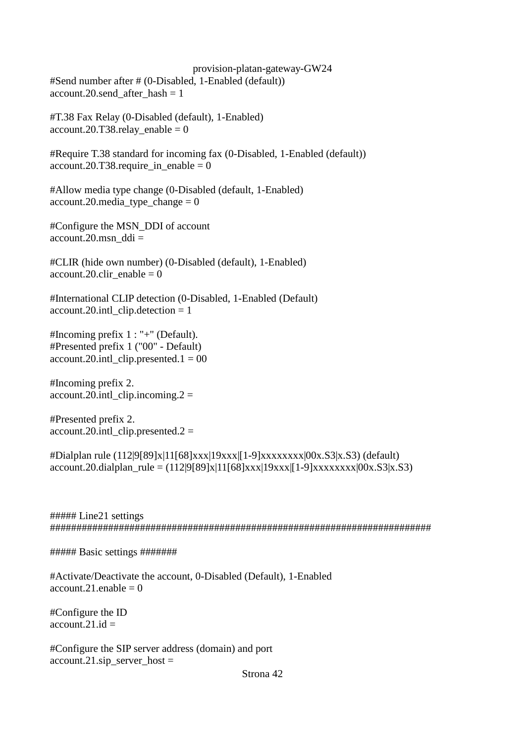```
#Send number after # (0-Disabled, 1-Enabled (default))
account.20.send_after_hash = 1

#T.38 Fax Relay (0-Disabled (default), 1-Enabled)
account.20.T38.relay_enable = 0

#Require T.38 standard for incoming fax (0-Disabled, 1-Enabled (default))
account.20.T38.require_in_enable = 0

#Allow media type change (0-Disabled (default, 1-Enabled)
account.20.media_type_change = 0

#Configure the MSN_DDI of account
account.20.msn_ddi =

#CLIR (hide own number) (0-Disabled (default), 1-Enabled)
account.20.clir_enable = 0

#International CLIP detection (0-Disabled, 1-Enabled (Default)
account.20.intl_clip.detection = 1

#Incoming prefix 1 : "+" (Default).
#Presented prefix 1 ("00" - Default)
account.20.intl_clip.presented.1 = 00

#Incoming prefix 2.
account.20.intl_clip.incoming.2 =

#Presented prefix 2.
account.20.intl_clip.presented.2 =

#Dialplan rule (112|9[89]x|11[68]xxx|19xxx|[1-9]xxxxxxxx|00x.S3|x.S3) (default)
account.20.dialplan_rule = (112|9[89]x|11[68]xxx|19xxx|[1-9]xxxxxxxx|00x.S3|x.S3)



##### Line21 settings
########################################################################

##### Basic settings #######

#Activate/Deactivate the account, 0-Disabled (Default), 1-Enabled
account.21.enable = 0

#Configure the ID
account.21.id =

#Configure the SIP server address (domain) and port
account.21.sip_server_host =
```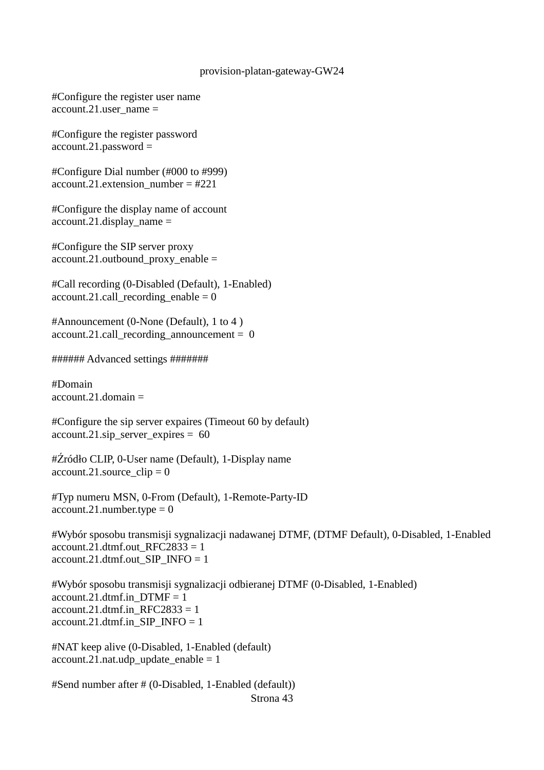```
#Configure the register user name
account.21.user_name =

#Configure the register password
account.21.password =

#Configure Dial number (#000 to #999)
account.21.extension_number = #221

#Configure the display name of account
account.21.display_name =

#Configure the SIP server proxy
account.21.outbound_proxy_enable =

#Call recording (0-Disabled (Default), 1-Enabled)
account.21.call_recording_enable = 0

#Announcement (0-None (Default), 1 to 4 )
account.21.call_recording_announcement =  0

###### Advanced settings #######

#Domain
account.21.domain =

#Configure the sip server expaires (Timeout 60 by default)
account.21.sip_server_expires =  60

#Źródło CLIP, 0-User name (Default), 1-Display name
account.21.source_clip = 0

#Typ numeru MSN, 0-From (Default), 1-Remote-Party-ID
account.21.number.type = 0

#Wybór sposobu transmisji sygnalizacji nadawanej DTMF, (DTMF Default), 0-Disabled, 1-Enabled
account.21.dtmf.out_RFC2833 = 1
account.21.dtmf.out_SIP_INFO = 1

#Wybór sposobu transmisji sygnalizacji odbieranej DTMF (0-Disabled, 1-Enabled)
account.21.dtmf.in_DTMF = 1
account.21.dtmf.in_RFC2833 = 1
account.21.dtmf.in_SIP_INFO = 1

#NAT keep alive (0-Disabled, 1-Enabled (default)
account.21.nat.udp_update_enable = 1

#Send number after # (0-Disabled, 1-Enabled (default))
```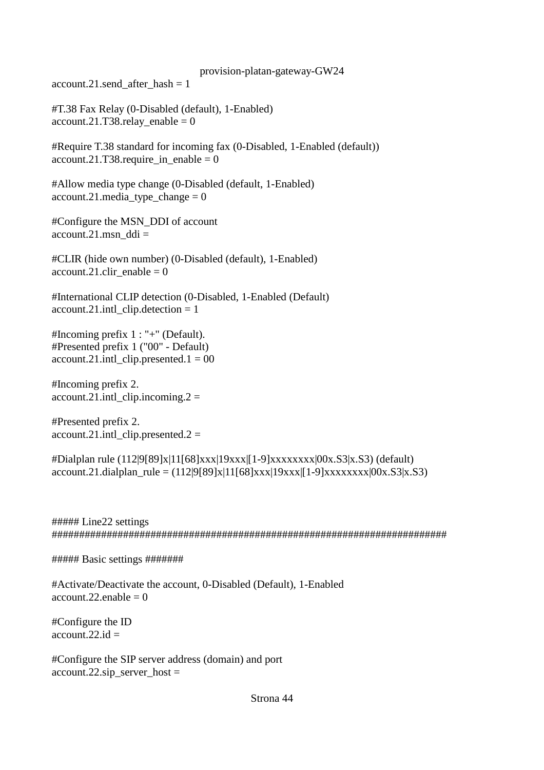```
account.21.send_after_hash = 1

#T.38 Fax Relay (0-Disabled (default), 1-Enabled)
account.21.T38.relay_enable = 0

#Require T.38 standard for incoming fax (0-Disabled, 1-Enabled (default))
account.21.T38.require_in_enable = 0

#Allow media type change (0-Disabled (default, 1-Enabled)
account.21.media_type_change = 0

#Configure the MSN_DDI of account
account.21.msn_ddi =

#CLIR (hide own number) (0-Disabled (default), 1-Enabled)
account.21.clir_enable = 0

#International CLIP detection (0-Disabled, 1-Enabled (Default)
account.21.intl_clip.detection = 1

#Incoming prefix 1 : "+" (Default).
#Presented prefix 1 ("00" - Default)
account.21.intl_clip.presented.1 = 00

#Incoming prefix 2.
account.21.intl_clip.incoming.2 =

#Presented prefix 2.
account.21.intl_clip.presented.2 =

#Dialplan rule (112|9[89]x|11[68]xxx|19xxx|[1-9]xxxxxxxx|00x.S3|x.S3) (default)
account.21.dialplan_rule = (112|9[89]x|11[68]xxx|19xxx|[1-9]xxxxxxxx|00x.S3|x.S3)



##### Line22 settings
##########################################################################

##### Basic settings #######

#Activate/Deactivate the account, 0-Disabled (Default), 1-Enabled
account.22.enable = 0

#Configure the ID
account.22.id =

#Configure the SIP server address (domain) and port
account.22.sip_server_host =
```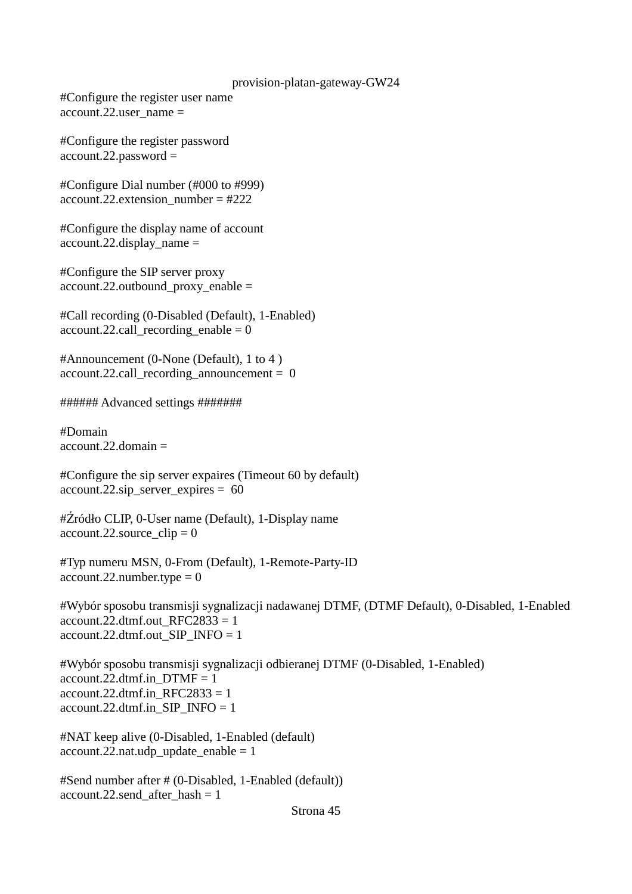```
#Configure the register user name
account.22.user_name =

#Configure the register password
account.22.password =

#Configure Dial number (#000 to #999)
account.22.extension_number = #222

#Configure the display name of account
account.22.display_name =

#Configure the SIP server proxy
account.22.outbound_proxy_enable =

#Call recording (0-Disabled (Default), 1-Enabled)
account.22.call_recording_enable = 0

#Announcement (0-None (Default), 1 to 4 )
account.22.call_recording_announcement =  0

###### Advanced settings #######

#Domain
account.22.domain =

#Configure the sip server expaires (Timeout 60 by default)
account.22.sip_server_expires =  60

#Źródło CLIP, 0-User name (Default), 1-Display name
account.22.source_clip = 0

#Typ numeru MSN, 0-From (Default), 1-Remote-Party-ID
account.22.number.type = 0

#Wybór sposobu transmisji sygnalizacji nadawanej DTMF, (DTMF Default), 0-Disabled, 1-Enabled
account.22.dtmf.out_RFC2833 = 1
account.22.dtmf.out_SIP_INFO = 1

#Wybór sposobu transmisji sygnalizacji odbieranej DTMF (0-Disabled, 1-Enabled)
account.22.dtmf.in_DTMF = 1
account.22.dtmf.in_RFC2833 = 1
account.22.dtmf.in_SIP_INFO = 1

#NAT keep alive (0-Disabled, 1-Enabled (default)
account.22.nat.udp_update_enable = 1

#Send number after # (0-Disabled, 1-Enabled (default))
account.22.send_after_hash = 1
```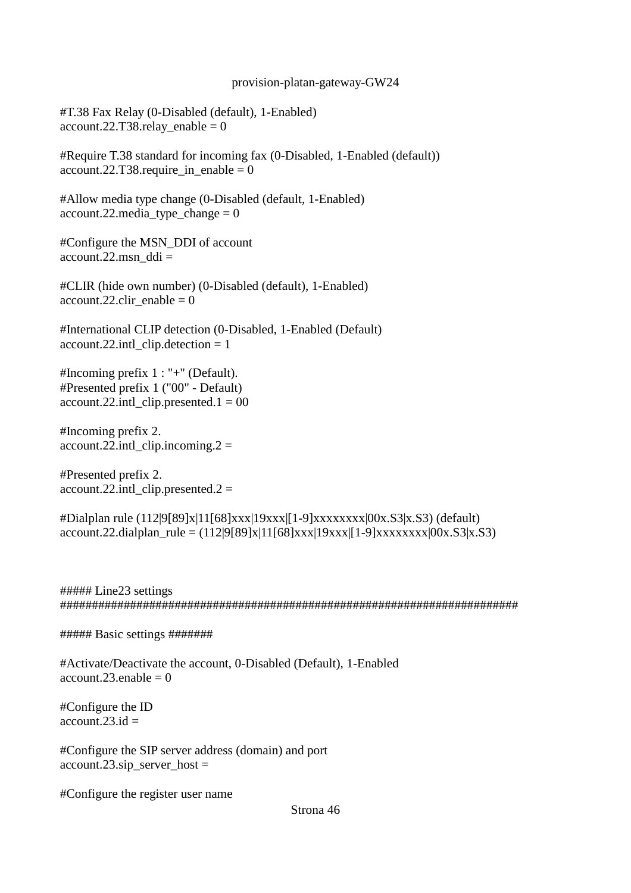#T.38 Fax Relay (0-Disabled (default), 1-Enabled)
account.22.T38.relay_enable = 0

#Require T.38 standard for incoming fax (0-Disabled, 1-Enabled (default))
account.22.T38.require_in_enable = 0

#Allow media type change (0-Disabled (default, 1-Enabled)
account.22.media_type_change = 0

#Configure the MSN_DDI of account
account.22.msn_ddi =

#CLIR (hide own number) (0-Disabled (default), 1-Enabled)
account.22.clir_enable = 0

#International CLIP detection (0-Disabled, 1-Enabled (Default)
account.22.intl_clip.detection = 1

#Incoming prefix 1 : "+" (Default).
#Presented prefix 1 ("00" - Default)
account.22.intl_clip.presented.1 = 00

#Incoming prefix 2.
account.22.intl_clip.incoming.2 =

#Presented prefix 2.
account.22.intl_clip.presented.2 =

#Dialplan rule (112|9[89]x|11[68]xxx|19xxx|[1-9]xxxxxxxx|00x.S3|x.S3) (default)
account.22.dialplan_rule = (112|9[89]x|11[68]xxx|19xxx|[1-9]xxxxxxxx|00x.S3|x.S3)

##### Line23 settings
########################################################################

##### Basic settings #######

#Activate/Deactivate the account, 0-Disabled (Default), 1-Enabled
account.23.enable = 0

#Configure the ID
account.23.id =

#Configure the SIP server address (domain) and port
account.23.sip_server_host =

#Configure the register user name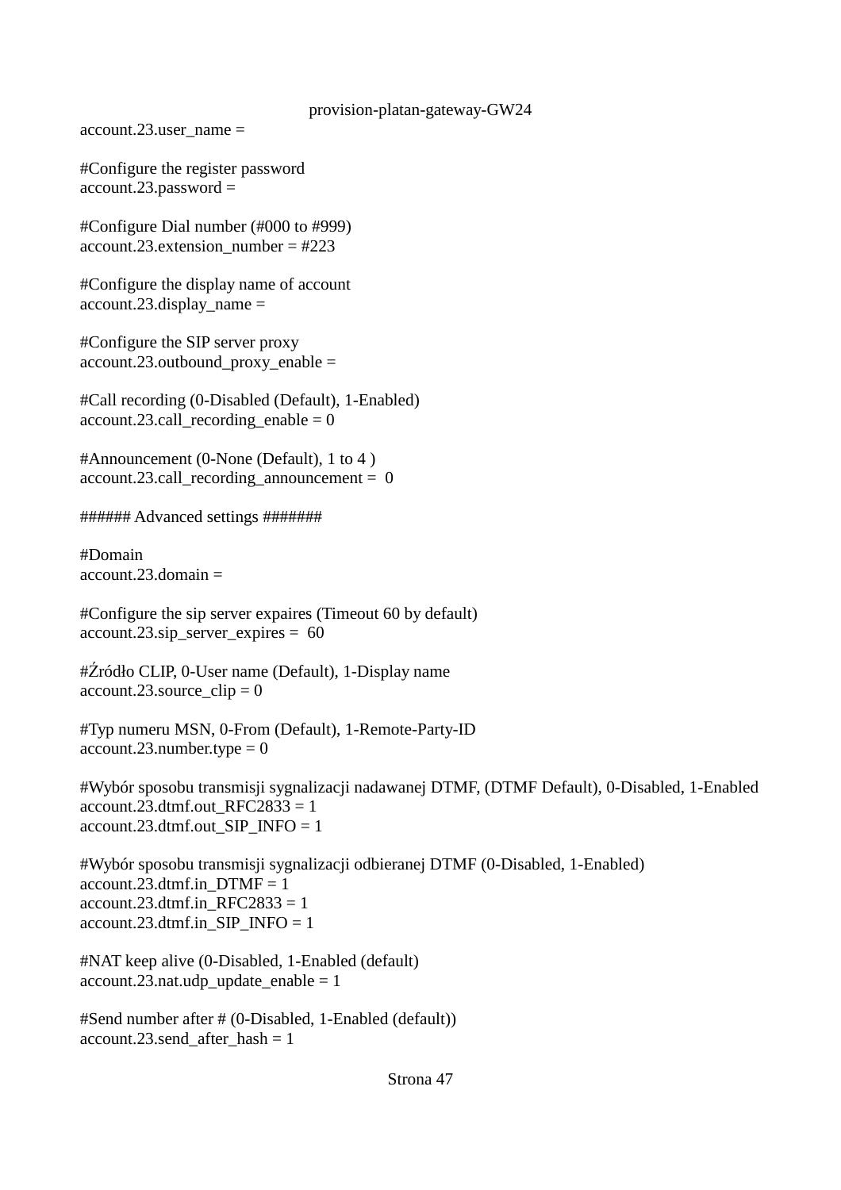```
account.23.user_name =

#Configure the register password
account.23.password =

#Configure Dial number (#000 to #999)
account.23.extension_number = #223

#Configure the display name of account
account.23.display_name =

#Configure the SIP server proxy
account.23.outbound_proxy_enable =

#Call recording (0-Disabled (Default), 1-Enabled)
account.23.call_recording_enable = 0

#Announcement (0-None (Default), 1 to 4 )
account.23.call_recording_announcement =  0

###### Advanced settings #######

#Domain
account.23.domain =

#Configure the sip server expaires (Timeout 60 by default)
account.23.sip_server_expires =  60

#Źródło CLIP, 0-User name (Default), 1-Display name
account.23.source_clip = 0

#Typ numeru MSN, 0-From (Default), 1-Remote-Party-ID
account.23.number.type = 0

#Wybór sposobu transmisji sygnalizacji nadawanej DTMF, (DTMF Default), 0-Disabled, 1-Enabled
account.23.dtmf.out_RFC2833 = 1
account.23.dtmf.out_SIP_INFO = 1

#Wybór sposobu transmisji sygnalizacji odbieranej DTMF (0-Disabled, 1-Enabled)
account.23.dtmf.in_DTMF = 1
account.23.dtmf.in_RFC2833 = 1
account.23.dtmf.in_SIP_INFO = 1

#NAT keep alive (0-Disabled, 1-Enabled (default)
account.23.nat.udp_update_enable = 1

#Send number after # (0-Disabled, 1-Enabled (default))
account.23.send_after_hash = 1
```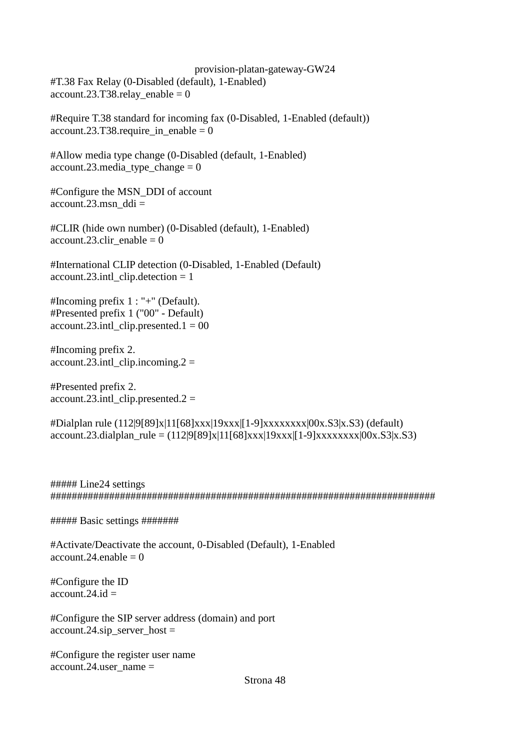```
#T.38 Fax Relay (0-Disabled (default), 1-Enabled)
account.23.T38.relay_enable = 0

#Require T.38 standard for incoming fax (0-Disabled, 1-Enabled (default))
account.23.T38.require_in_enable = 0

#Allow media type change (0-Disabled (default, 1-Enabled)
account.23.media_type_change = 0

#Configure the MSN_DDI of account
account.23.msn_ddi =

#CLIR (hide own number) (0-Disabled (default), 1-Enabled)
account.23.clir_enable = 0

#International CLIP detection (0-Disabled, 1-Enabled (Default)
account.23.intl_clip.detection = 1

#Incoming prefix 1 : "+" (Default).
#Presented prefix 1 ("00" - Default)
account.23.intl_clip.presented.1 = 00

#Incoming prefix 2.
account.23.intl_clip.incoming.2 =

#Presented prefix 2.
account.23.intl_clip.presented.2 =

#Dialplan rule (112|9[89]x|11[68]xxx|19xxx|[1-9]xxxxxxxx|00x.S3|x.S3) (default)
account.23.dialplan_rule = (112|9[89]x|11[68]xxx|19xxx|[1-9]xxxxxxxx|00x.S3|x.S3)



##### Line24 settings
###########################################################################

##### Basic settings #######

#Activate/Deactivate the account, 0-Disabled (Default), 1-Enabled
account.24.enable = 0

#Configure the ID
account.24.id =

#Configure the SIP server address (domain) and port
account.24.sip_server_host =

#Configure the register user name
account.24.user_name =
```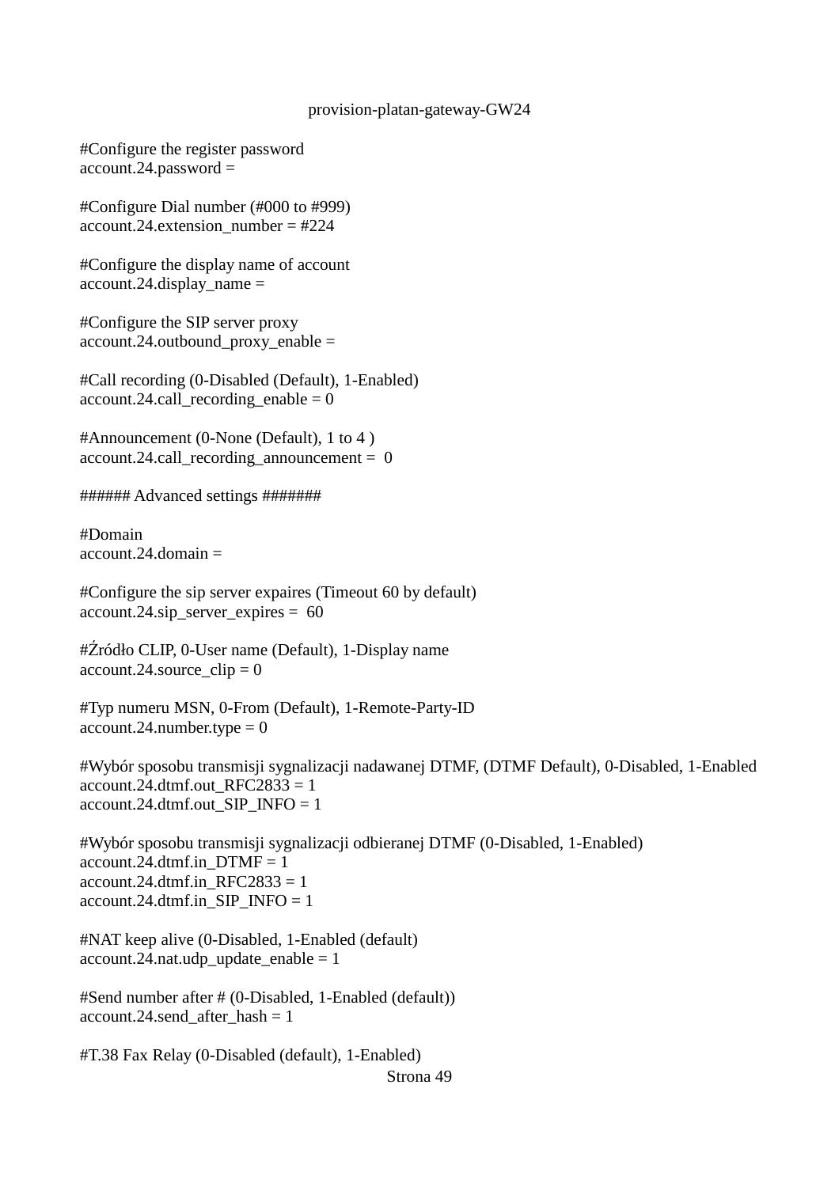provision-platan-gateway-GW24

```
#Configure the register password
account.24.password =

#Configure Dial number (#000 to #999)
account.24.extension_number = #224

#Configure the display name of account
account.24.display_name =

#Configure the SIP server proxy
account.24.outbound_proxy_enable =

#Call recording (0-Disabled (Default), 1-Enabled)
account.24.call_recording_enable = 0

#Announcement (0-None (Default), 1 to 4 )
account.24.call_recording_announcement =  0

###### Advanced settings #######

#Domain
account.24.domain =

#Configure the sip server expaires (Timeout 60 by default)
account.24.sip_server_expires =  60

#Źródło CLIP, 0-User name (Default), 1-Display name
account.24.source_clip = 0

#Typ numeru MSN, 0-From (Default), 1-Remote-Party-ID
account.24.number.type = 0

#Wybór sposobu transmisji sygnalizacji nadawanej DTMF, (DTMF Default), 0-Disabled, 1-Enabled
account.24.dtmf.out_RFC2833 = 1
account.24.dtmf.out_SIP_INFO = 1

#Wybór sposobu transmisji sygnalizacji odbieranej DTMF (0-Disabled, 1-Enabled)
account.24.dtmf.in_DTMF = 1
account.24.dtmf.in_RFC2833 = 1
account.24.dtmf.in_SIP_INFO = 1

#NAT keep alive (0-Disabled, 1-Enabled (default)
account.24.nat.udp_update_enable = 1

#Send number after # (0-Disabled, 1-Enabled (default))
account.24.send_after_hash = 1

#T.38 Fax Relay (0-Disabled (default), 1-Enabled)
```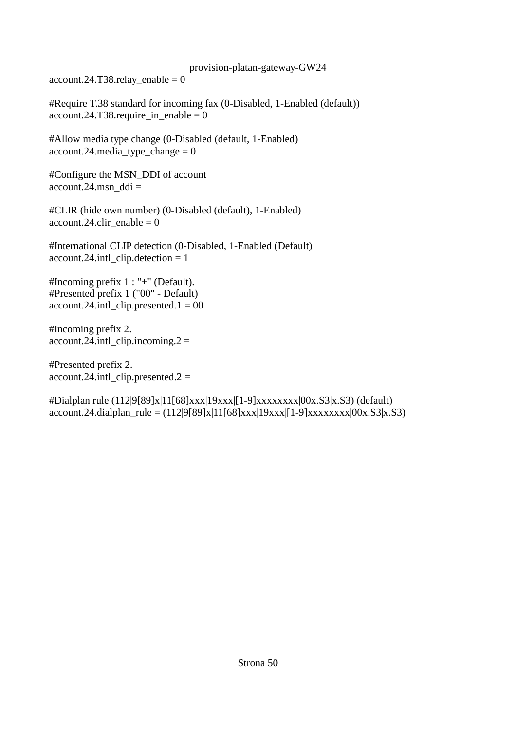account.24.T38.relay_enable = 0

#Require T.38 standard for incoming fax (0-Disabled, 1-Enabled (default))
account.24.T38.require_in_enable = 0

#Allow media type change (0-Disabled (default, 1-Enabled)
account.24.media_type_change = 0

#Configure the MSN_DDI of account
account.24.msn_ddi =

#CLIR (hide own number) (0-Disabled (default), 1-Enabled)
account.24.clir_enable = 0

#International CLIP detection (0-Disabled, 1-Enabled (Default)
account.24.intl_clip.detection = 1

#Incoming prefix 1 : "+" (Default).
#Presented prefix 1 ("00" - Default)
account.24.intl_clip.presented.1 = 00

#Incoming prefix 2.
account.24.intl_clip.incoming.2 =

#Presented prefix 2.
account.24.intl_clip.presented.2 =

#Dialplan rule (112|9[89]x|11[68]xxx|19xxx|[1-9]xxxxxxxx|00x.S3|x.S3) (default)
account.24.dialplan_rule = (112|9[89]x|11[68]xxx|19xxx|[1-9]xxxxxxxx|00x.S3|x.S3)